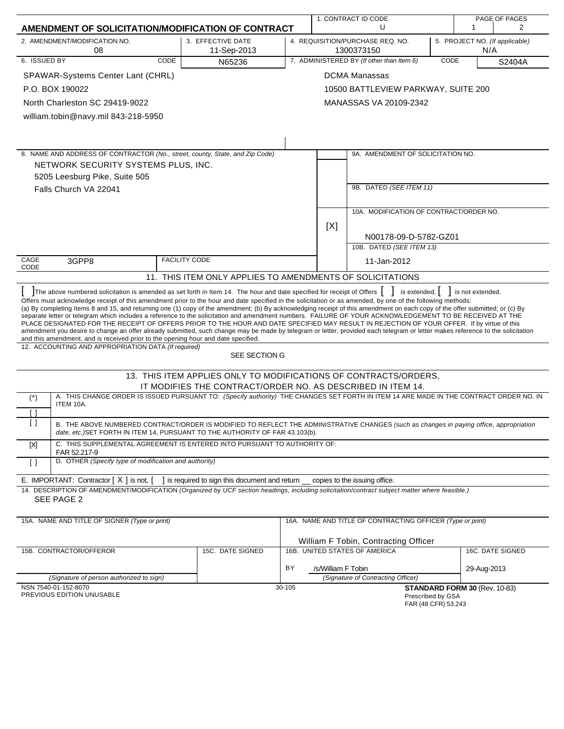# AMENDMENT OF SOLICITATION/MODIFICATION OF CONTRACT

| 1. CONTRACT ID CODE | PAGE OF PAGES |
|---|---|
| U | 1 / 2 |

| 2. AMENDMENT/MODIFICATION NO. | 3. EFFECTIVE DATE | 4. REQUISITION/PURCHASE REQ. NO. | 5. PROJECT NO. (If applicable) |
|---|---|---|---|
| 08 | 11-Sep-2013 | 1300373150 | N/A |

**6. ISSUED BY** CODE N65236

SPAWAR-Systems Center Lant (CHRL)
P.O. BOX 190022
North Charleston SC 29419-9022
william.tobin@navy.mil 843-218-5950

**7. ADMINISTERED BY** *(If other than Item 6)* CODE S2404A

DCMA Manassas
10500 BATTLEVIEW PARKWAY, SUITE 200
MANASSAS VA 20109-2342

**8. NAME AND ADDRESS OF CONTRACTOR** *(No., street, county, State, and Zip Code)*

NETWORK SECURITY SYSTEMS PLUS, INC.
5205 Leesburg Pike, Suite 505
Falls Church VA 22041

CAGE CODE 3GPP8 FACILITY CODE

9A. AMENDMENT OF SOLICITATION NO.

9B. DATED *(SEE ITEM 11)*

[X] 10A. MODIFICATION OF CONTRACT/ORDER NO.
N00178-09-D-5782-GZ01

10B. DATED *(SEE ITEM 13)*
11-Jan-2012

## 11. THIS ITEM ONLY APPLIES TO AMENDMENTS OF SOLICITATIONS

[ ] The above numbered solicitation is amended as set forth in Item 14. The hour and date specified for receipt of Offers [ ] is extended, [ ] is not extended.
Offers must acknowledge receipt of this amendment prior to the hour and date specified in the solicitation or as amended, by one of the following methods:
(a) By completing Items 8 and 15, and returning one (1) copy of the amendment; (b) By acknowledging receipt of this amendment on each copy of the offer submitted; or (c) By separate letter or telegram which includes a reference to the solicitation and amendment numbers. FAILURE OF YOUR ACKNOWLEDGEMENT TO BE RECEIVED AT THE PLACE DESIGNATED FOR THE RECEIPT OF OFFERS PRIOR TO THE HOUR AND DATE SPECIFIED MAY RESULT IN REJECTION OF YOUR OFFER. If by virtue of this amendment you desire to change an offer already submitted, such change may be made by telegram or letter, provided each telegram or letter makes reference to the solicitation and this amendment, and is received prior to the opening hour and date specified.

**12. ACCOUNTING AND APPROPRIATION DATA** *(If required)*
SEE SECTION G

## 13. THIS ITEM APPLIES ONLY TO MODIFICATIONS OF CONTRACTS/ORDERS, IT MODIFIES THE CONTRACT/ORDER NO. AS DESCRIBED IN ITEM 14.

| | |
|---|---|
| (*) | A. THIS CHANGE ORDER IS ISSUED PURSUANT TO: *(Specify authority)* THE CHANGES SET FORTH IN ITEM 14 ARE MADE IN THE CONTRACT ORDER NO. IN ITEM 10A. |
| [ ] | |
| [ ] | B. THE ABOVE NUMBERED CONTRACT/ORDER IS MODIFIED TO REFLECT THE ADMINISTRATIVE CHANGES *(such as changes in paying office, appropriation date, etc.)* SET FORTH IN ITEM 14, PURSUANT TO THE AUTHORITY OF FAR 43.103(b). |
| [X] | C. THIS SUPPLEMENTAL AGREEMENT IS ENTERED INTO PURSUANT TO AUTHORITY OF: FAR 52.217-9 |
| [ ] | D. OTHER *(Specify type of modification and authority)* |

E. IMPORTANT: Contractor [ X ] is not, [ ] is required to sign this document and return __ copies to the issuing office.

**14. DESCRIPTION OF AMENDMENT/MODIFICATION** *(Organized by UCF section headings, including solicitation/contract subject matter where feasible.)*
SEE PAGE 2

| 15A. NAME AND TITLE OF SIGNER *(Type or print)* | | 16A. NAME AND TITLE OF CONTRACTING OFFICER *(Type or print)* | |
|---|---|---|---|
| | | William F Tobin, Contracting Officer | |
| 15B. CONTRACTOR/OFFEROR | 15C. DATE SIGNED | 16B. UNITED STATES OF AMERICA | 16C. DATE SIGNED |
| | | BY /s/William F Tobin | 29-Aug-2013 |
| *(Signature of person authorized to sign)* | | *(Signature of Contracting Officer)* | |

NSN 7540-01-152-8070
PREVIOUS EDITION UNUSABLE
30-105
**STANDARD FORM 30** (Rev. 10-83)
Prescribed by GSA
FAR (48 CFR) 53.243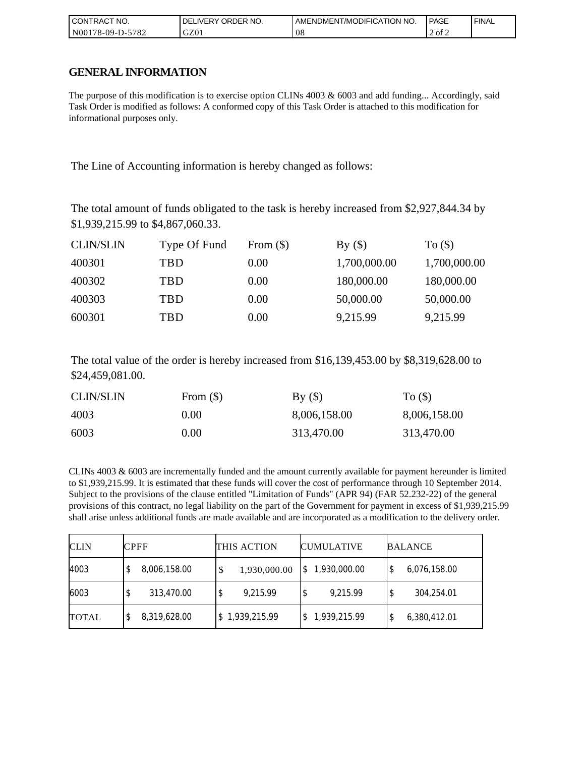| CONTRACT NO. | DELIVERY ORDER NO. | AMENDMENT/MODIFICATION NO. | PAGE | FINAL |
| --- | --- | --- | --- | --- |
| N00178-09-D-5782 | GZ01 | 08 | 2 of 2 | |

## GENERAL INFORMATION

The purpose of this modification is to exercise option CLINs 4003 & 6003 and add funding... Accordingly, said Task Order is modified as follows: A conformed copy of this Task Order is attached to this modification for informational purposes only.

The Line of Accounting information is hereby changed as follows:

The total amount of funds obligated to the task is hereby increased from $2,927,844.34 by $1,939,215.99 to $4,867,060.33.

| CLIN/SLIN | Type Of Fund | From ($) | By ($) | To ($) |
| --- | --- | --- | --- | --- |
| 400301 | TBD | 0.00 | 1,700,000.00 | 1,700,000.00 |
| 400302 | TBD | 0.00 | 180,000.00 | 180,000.00 |
| 400303 | TBD | 0.00 | 50,000.00 | 50,000.00 |
| 600301 | TBD | 0.00 | 9,215.99 | 9,215.99 |

The total value of the order is hereby increased from $16,139,453.00 by $8,319,628.00 to $24,459,081.00.

| CLIN/SLIN | From ($) | By ($) | To ($) |
| --- | --- | --- | --- |
| 4003 | 0.00 | 8,006,158.00 | 8,006,158.00 |
| 6003 | 0.00 | 313,470.00 | 313,470.00 |

CLINs 4003 & 6003 are incrementally funded and the amount currently available for payment hereunder is limited to $1,939,215.99. It is estimated that these funds will cover the cost of performance through 10 September 2014. Subject to the provisions of the clause entitled "Limitation of Funds" (APR 94) (FAR 52.232-22) of the general provisions of this contract, no legal liability on the part of the Government for payment in excess of $1,939,215.99 shall arise unless additional funds are made available and are incorporated as a modification to the delivery order.

| CLIN | CPFF | THIS ACTION | CUMULATIVE | BALANCE |
| --- | --- | --- | --- | --- |
| 4003 | $ 8,006,158.00 | $ 1,930,000.00 | $ 1,930,000.00 | $ 6,076,158.00 |
| 6003 | $ 313,470.00 | $ 9,215.99 | $ 9,215.99 | $ 304,254.01 |
| TOTAL | $ 8,319,628.00 | $ 1,939,215.99 | $ 1,939,215.99 | $ 6,380,412.01 |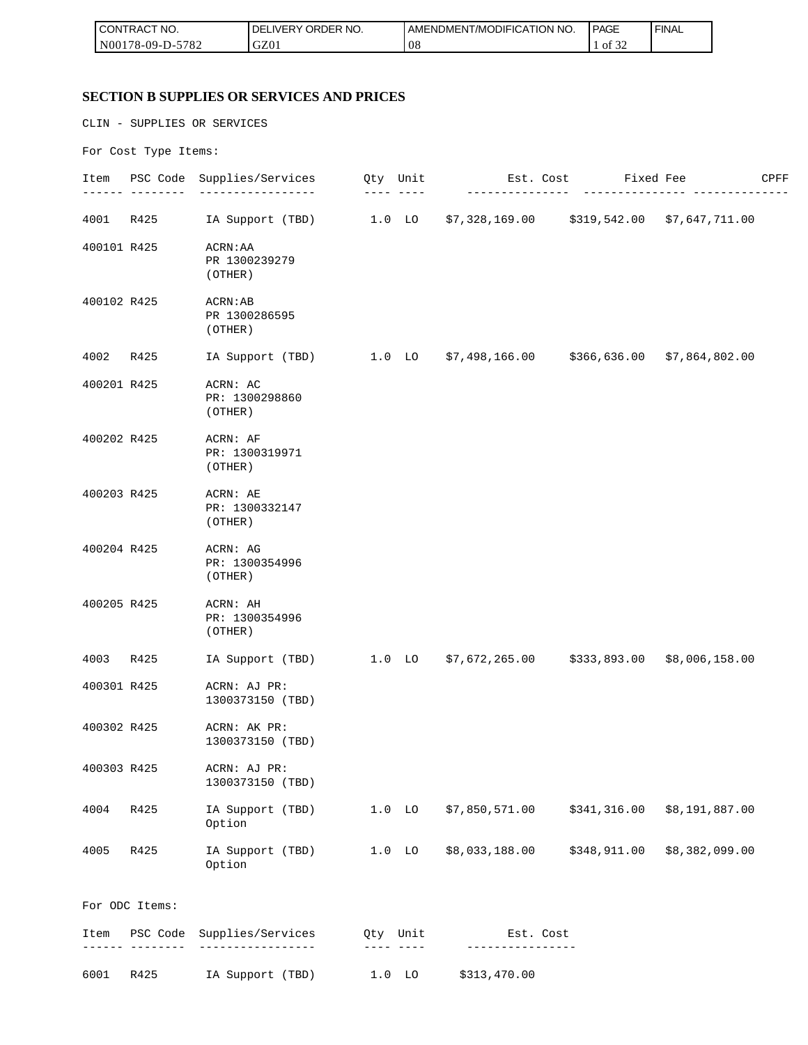## SECTION B SUPPLIES OR SERVICES AND PRICES

CLIN - SUPPLIES OR SERVICES

For Cost Type Items:

| Item | PSC Code | Supplies/Services | Qty | Unit | Est. Cost | Fixed Fee | CPFF |
|---|---|---|---|---|---|---|---|
| 4001 | R425 | IA Support (TBD) | 1.0 | LO | $7,328,169.00 | $319,542.00 | $7,647,711.00 |
| 400101 | R425 | ACRN:AA PR 1300239279 (OTHER) | | | | | |
| 400102 | R425 | ACRN:AB PR 1300286595 (OTHER) | | | | | |
| 4002 | R425 | IA Support (TBD) | 1.0 | LO | $7,498,166.00 | $366,636.00 | $7,864,802.00 |
| 400201 | R425 | ACRN: AC PR: 1300298860 (OTHER) | | | | | |
| 400202 | R425 | ACRN: AF PR: 1300319971 (OTHER) | | | | | |
| 400203 | R425 | ACRN: AE PR: 1300332147 (OTHER) | | | | | |
| 400204 | R425 | ACRN: AG PR: 1300354996 (OTHER) | | | | | |
| 400205 | R425 | ACRN: AH PR: 1300354996 (OTHER) | | | | | |
| 4003 | R425 | IA Support (TBD) | 1.0 | LO | $7,672,265.00 | $333,893.00 | $8,006,158.00 |
| 400301 | R425 | ACRN: AJ PR: 1300373150 (TBD) | | | | | |
| 400302 | R425 | ACRN: AK PR: 1300373150 (TBD) | | | | | |
| 400303 | R425 | ACRN: AJ PR: 1300373150 (TBD) | | | | | |
| 4004 | R425 | IA Support (TBD) Option | 1.0 | LO | $7,850,571.00 | $341,316.00 | $8,191,887.00 |
| 4005 | R425 | IA Support (TBD) Option | 1.0 | LO | $8,033,188.00 | $348,911.00 | $8,382,099.00 |

For ODC Items:

| Item | PSC Code | Supplies/Services | Qty | Unit | Est. Cost |
|---|---|---|---|---|---|
| 6001 | R425 | IA Support (TBD) | 1.0 | LO | $313,470.00 |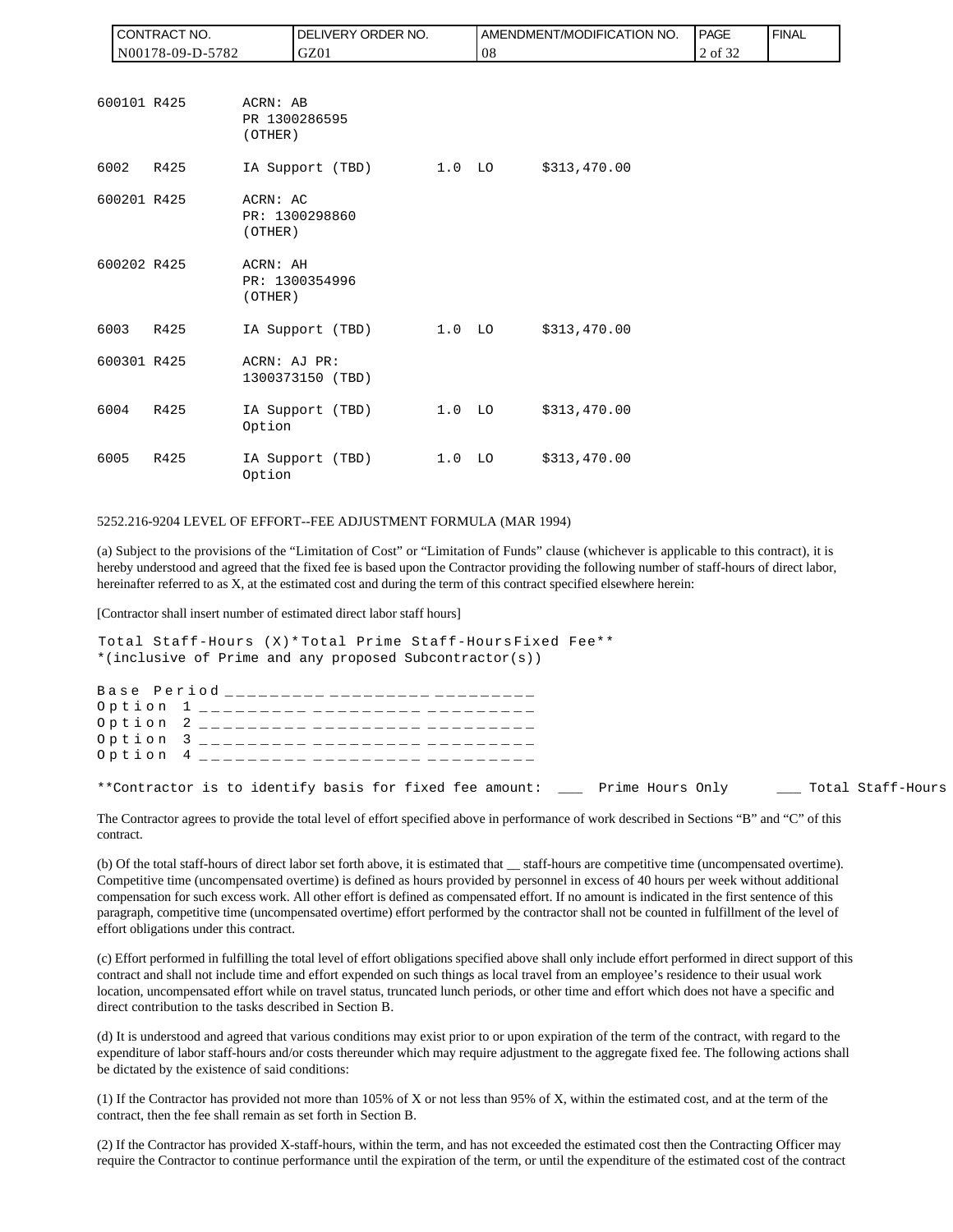| | | | | |
|---|---|---|---|---|
| 600101 R425 | ACRN: AB<br>PR 1300286595<br>(OTHER) | | | |
| 6002 R425 | IA Support (TBD) | 1.0 | LO | $313,470.00 |
| 600201 R425 | ACRN: AC<br>PR: 1300298860<br>(OTHER) | | | |
| 600202 R425 | ACRN: AH<br>PR: 1300354996<br>(OTHER) | | | |
| 6003 R425 | IA Support (TBD) | 1.0 | LO | $313,470.00 |
| 600301 R425 | ACRN: AJ PR:<br>1300373150 (TBD) | | | |
| 6004 R425 | IA Support (TBD)<br>Option | 1.0 | LO | $313,470.00 |
| 6005 R425 | IA Support (TBD)<br>Option | 1.0 | LO | $313,470.00 |

5252.216-9204 LEVEL OF EFFORT--FEE ADJUSTMENT FORMULA (MAR 1994)

(a) Subject to the provisions of the "Limitation of Cost" or "Limitation of Funds" clause (whichever is applicable to this contract), it is hereby understood and agreed that the fixed fee is based upon the Contractor providing the following number of staff-hours of direct labor, hereinafter referred to as X, at the estimated cost and during the term of this contract specified elsewhere herein:

[Contractor shall insert number of estimated direct labor staff hours]

| | Total Staff-Hours (X)* | Total Prime Staff-Hours | Fixed Fee** |
|---|---|---|---|
| Base Period | _________ | _________ | _________ |
| Option 1 | _________ | _________ | _________ |
| Option 2 | _________ | _________ | _________ |
| Option 3 | _________ | _________ | _________ |
| Option 4 | _________ | _________ | _________ |

*(inclusive of Prime and any proposed Subcontractor(s))

**Contractor is to identify basis for fixed fee amount: ___ Prime Hours Only ___ Total Staff-Hours

The Contractor agrees to provide the total level of effort specified above in performance of work described in Sections "B" and "C" of this contract.

(b) Of the total staff-hours of direct labor set forth above, it is estimated that __ staff-hours are competitive time (uncompensated overtime). Competitive time (uncompensated overtime) is defined as hours provided by personnel in excess of 40 hours per week without additional compensation for such excess work. All other effort is defined as compensated effort. If no amount is indicated in the first sentence of this paragraph, competitive time (uncompensated overtime) effort performed by the contractor shall not be counted in fulfillment of the level of effort obligations under this contract.

(c) Effort performed in fulfilling the total level of effort obligations specified above shall only include effort performed in direct support of this contract and shall not include time and effort expended on such things as local travel from an employee's residence to their usual work location, uncompensated effort while on travel status, truncated lunch periods, or other time and effort which does not have a specific and direct contribution to the tasks described in Section B.

(d) It is understood and agreed that various conditions may exist prior to or upon expiration of the term of the contract, with regard to the expenditure of labor staff-hours and/or costs thereunder which may require adjustment to the aggregate fixed fee. The following actions shall be dictated by the existence of said conditions:

(1) If the Contractor has provided not more than 105% of X or not less than 95% of X, within the estimated cost, and at the term of the contract, then the fee shall remain as set forth in Section B.

(2) If the Contractor has provided X-staff-hours, within the term, and has not exceeded the estimated cost then the Contracting Officer may require the Contractor to continue performance until the expiration of the term, or until the expenditure of the estimated cost of the contract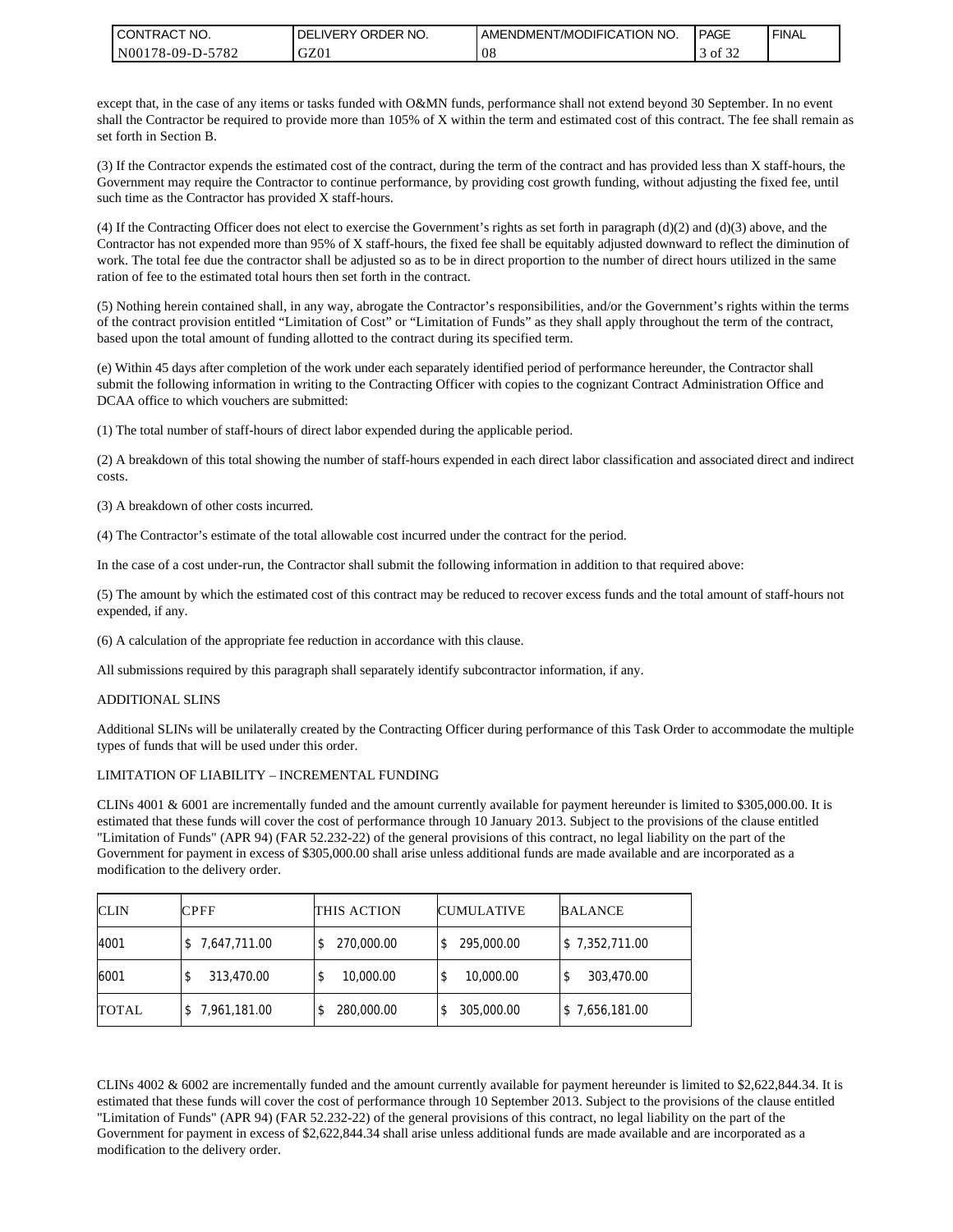except that, in the case of any items or tasks funded with O&MN funds, performance shall not extend beyond 30 September. In no event shall the Contractor be required to provide more than 105% of X within the term and estimated cost of this contract. The fee shall remain as set forth in Section B.

(3) If the Contractor expends the estimated cost of the contract, during the term of the contract and has provided less than X staff-hours, the Government may require the Contractor to continue performance, by providing cost growth funding, without adjusting the fixed fee, until such time as the Contractor has provided X staff-hours.

(4) If the Contracting Officer does not elect to exercise the Government's rights as set forth in paragraph (d)(2) and (d)(3) above, and the Contractor has not expended more than 95% of X staff-hours, the fixed fee shall be equitably adjusted downward to reflect the diminution of work. The total fee due the contractor shall be adjusted so as to be in direct proportion to the number of direct hours utilized in the same ration of fee to the estimated total hours then set forth in the contract.

(5) Nothing herein contained shall, in any way, abrogate the Contractor's responsibilities, and/or the Government's rights within the terms of the contract provision entitled "Limitation of Cost" or "Limitation of Funds" as they shall apply throughout the term of the contract, based upon the total amount of funding allotted to the contract during its specified term.

(e) Within 45 days after completion of the work under each separately identified period of performance hereunder, the Contractor shall submit the following information in writing to the Contracting Officer with copies to the cognizant Contract Administration Office and DCAA office to which vouchers are submitted:

(1) The total number of staff-hours of direct labor expended during the applicable period.

(2) A breakdown of this total showing the number of staff-hours expended in each direct labor classification and associated direct and indirect costs.

(3) A breakdown of other costs incurred.

(4) The Contractor's estimate of the total allowable cost incurred under the contract for the period.

In the case of a cost under-run, the Contractor shall submit the following information in addition to that required above:

(5) The amount by which the estimated cost of this contract may be reduced to recover excess funds and the total amount of staff-hours not expended, if any.

(6) A calculation of the appropriate fee reduction in accordance with this clause.

All submissions required by this paragraph shall separately identify subcontractor information, if any.

ADDITIONAL SLINS

Additional SLINs will be unilaterally created by the Contracting Officer during performance of this Task Order to accommodate the multiple types of funds that will be used under this order.

LIMITATION OF LIABILITY – INCREMENTAL FUNDING

CLINs 4001 & 6001 are incrementally funded and the amount currently available for payment hereunder is limited to $305,000.00. It is estimated that these funds will cover the cost of performance through 10 January 2013. Subject to the provisions of the clause entitled "Limitation of Funds" (APR 94) (FAR 52.232-22) of the general provisions of this contract, no legal liability on the part of the Government for payment in excess of $305,000.00 shall arise unless additional funds are made available and are incorporated as a modification to the delivery order.

| CLIN | CPFF | THIS ACTION | CUMULATIVE | BALANCE |
|---|---|---|---|---|
| 4001 | $ 7,647,711.00 | $ 270,000.00 | $ 295,000.00 | $ 7,352,711.00 |
| 6001 | $ 313,470.00 | $ 10,000.00 | $ 10,000.00 | $ 303,470.00 |
| TOTAL | $ 7,961,181.00 | $ 280,000.00 | $ 305,000.00 | $ 7,656,181.00 |

CLINs 4002 & 6002 are incrementally funded and the amount currently available for payment hereunder is limited to $2,622,844.34. It is estimated that these funds will cover the cost of performance through 10 September 2013. Subject to the provisions of the clause entitled "Limitation of Funds" (APR 94) (FAR 52.232-22) of the general provisions of this contract, no legal liability on the part of the Government for payment in excess of $2,622,844.34 shall arise unless additional funds are made available and are incorporated as a modification to the delivery order.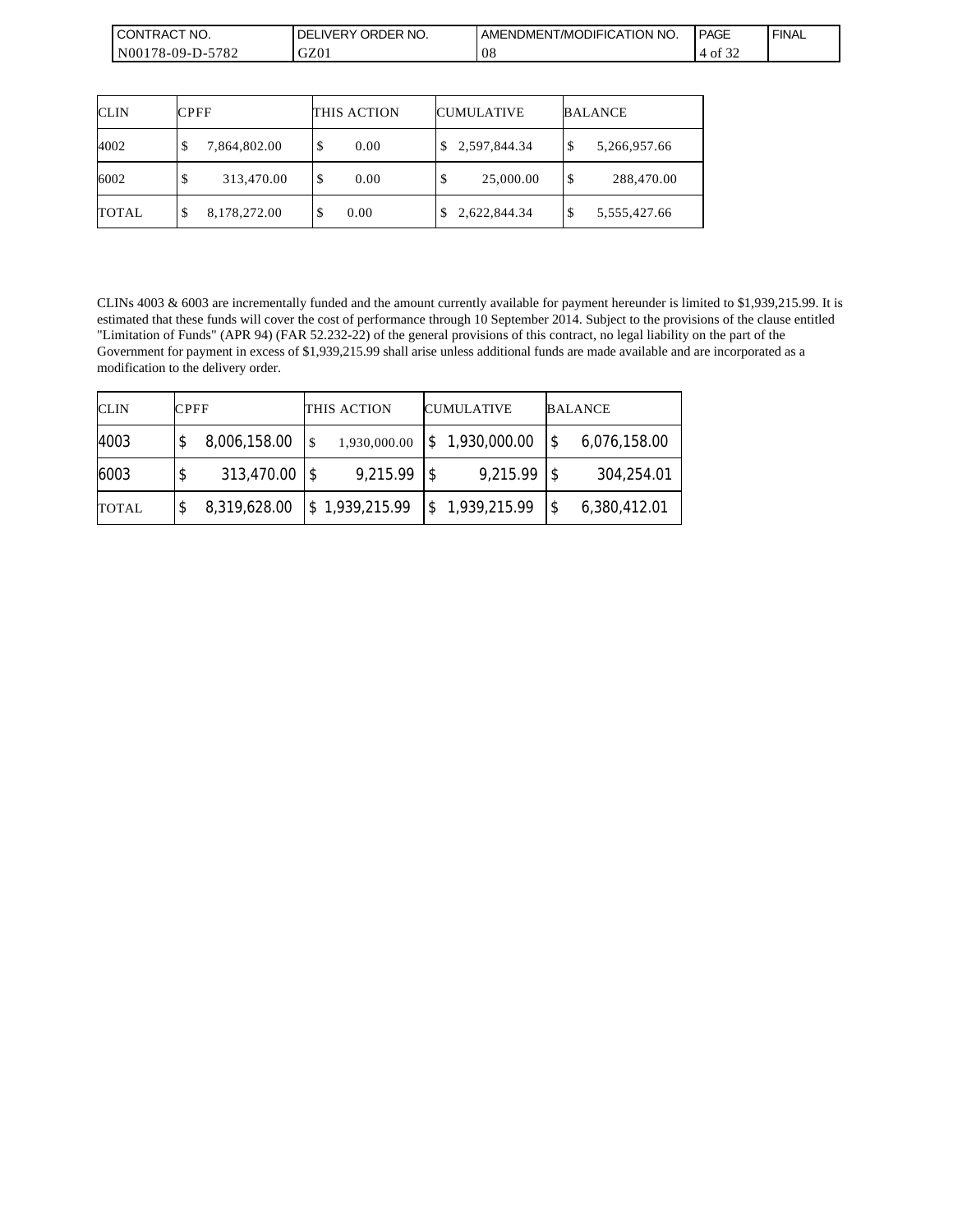| CLIN | CPFF | THIS ACTION | CUMULATIVE | BALANCE |
|---|---|---|---|---|
| 4002 | $ 7,864,802.00 | $ 0.00 | $ 2,597,844.34 | $ 5,266,957.66 |
| 6002 | $ 313,470.00 | $ 0.00 | $ 25,000.00 | $ 288,470.00 |
| TOTAL | $ 8,178,272.00 | $ 0.00 | $ 2,622,844.34 | $ 5,555,427.66 |

CLINs 4003 & 6003 are incrementally funded and the amount currently available for payment hereunder is limited to $1,939,215.99. It is estimated that these funds will cover the cost of performance through 10 September 2014. Subject to the provisions of the clause entitled "Limitation of Funds" (APR 94) (FAR 52.232-22) of the general provisions of this contract, no legal liability on the part of the Government for payment in excess of $1,939,215.99 shall arise unless additional funds are made available and are incorporated as a modification to the delivery order.

| CLIN | CPFF | THIS ACTION | CUMULATIVE | BALANCE |
|---|---|---|---|---|
| 4003 | $ 8,006,158.00 | $ 1,930,000.00 | $ 1,930,000.00 | $ 6,076,158.00 |
| 6003 | $ 313,470.00 | $ 9,215.99 | $ 9,215.99 | $ 304,254.01 |
| TOTAL | $ 8,319,628.00 | $ 1,939,215.99 | $ 1,939,215.99 | $ 6,380,412.01 |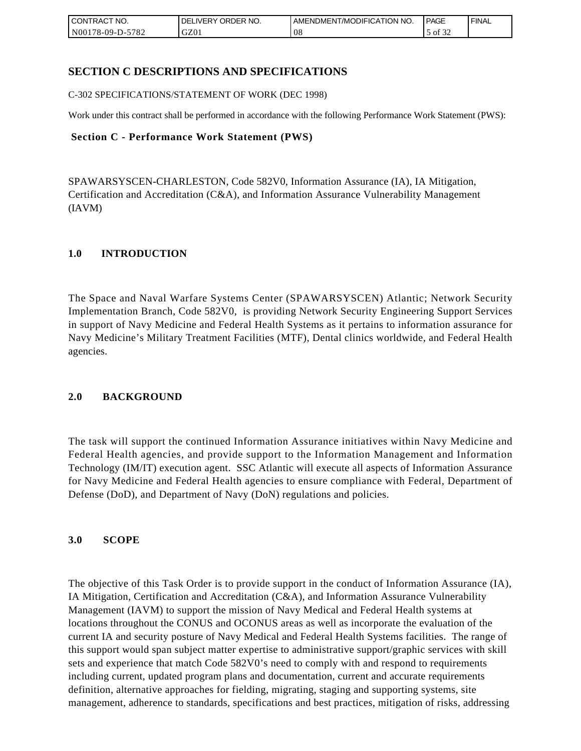## SECTION C DESCRIPTIONS AND SPECIFICATIONS

C-302 SPECIFICATIONS/STATEMENT OF WORK (DEC 1998)

Work under this contract shall be performed in accordance with the following Performance Work Statement (PWS):

### Section C - Performance Work Statement (PWS)

SPAWARSYSCEN-CHARLESTON, Code 582V0, Information Assurance (IA), IA Mitigation, Certification and Accreditation (C&A), and Information Assurance Vulnerability Management (IAVM)

### 1.0 INTRODUCTION

The Space and Naval Warfare Systems Center (SPAWARSYSCEN) Atlantic; Network Security Implementation Branch, Code 582V0, is providing Network Security Engineering Support Services in support of Navy Medicine and Federal Health Systems as it pertains to information assurance for Navy Medicine's Military Treatment Facilities (MTF), Dental clinics worldwide, and Federal Health agencies.

### 2.0 BACKGROUND

The task will support the continued Information Assurance initiatives within Navy Medicine and Federal Health agencies, and provide support to the Information Management and Information Technology (IM/IT) execution agent. SSC Atlantic will execute all aspects of Information Assurance for Navy Medicine and Federal Health agencies to ensure compliance with Federal, Department of Defense (DoD), and Department of Navy (DoN) regulations and policies.

### 3.0 SCOPE

The objective of this Task Order is to provide support in the conduct of Information Assurance (IA), IA Mitigation, Certification and Accreditation (C&A), and Information Assurance Vulnerability Management (IAVM) to support the mission of Navy Medical and Federal Health systems at locations throughout the CONUS and OCONUS areas as well as incorporate the evaluation of the current IA and security posture of Navy Medical and Federal Health Systems facilities. The range of this support would span subject matter expertise to administrative support/graphic services with skill sets and experience that match Code 582V0's need to comply with and respond to requirements including current, updated program plans and documentation, current and accurate requirements definition, alternative approaches for fielding, migrating, staging and supporting systems, site management, adherence to standards, specifications and best practices, mitigation of risks, addressing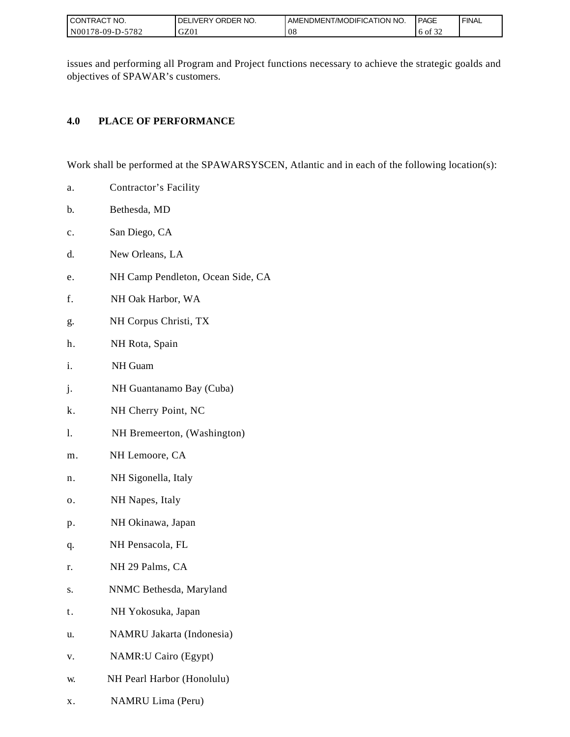issues and performing all Program and Project functions necessary to achieve the strategic goalds and objectives of SPAWAR’s customers.

## 4.0 PLACE OF PERFORMANCE

Work shall be performed at the SPAWARSYSCEN, Atlantic and in each of the following location(s):

a. Contractor’s Facility

b. Bethesda, MD

c. San Diego, CA

d. New Orleans, LA

e. NH Camp Pendleton, Ocean Side, CA

f. NH Oak Harbor, WA

g. NH Corpus Christi, TX

h. NH Rota, Spain

i. NH Guam

j. NH Guantanamo Bay (Cuba)

k. NH Cherry Point, NC

l. NH Bremeerton, (Washington)

m. NH Lemoore, CA

n. NH Sigonella, Italy

o. NH Napes, Italy

p. NH Okinawa, Japan

q. NH Pensacola, FL

r. NH 29 Palms, CA

s. NNMC Bethesda, Maryland

t. NH Yokosuka, Japan

u. NAMRU Jakarta (Indonesia)

v. NAMR:U Cairo (Egypt)

w. NH Pearl Harbor (Honolulu)

x. NAMRU Lima (Peru)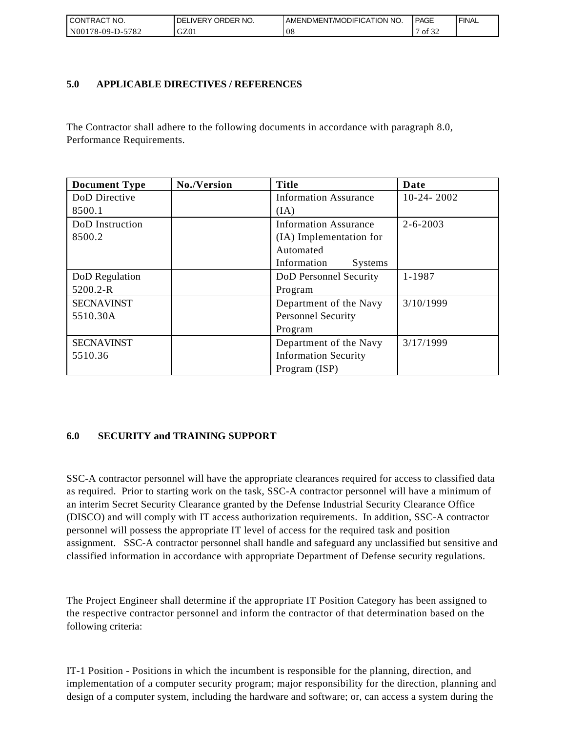## 5.0 APPLICABLE DIRECTIVES / REFERENCES

The Contractor shall adhere to the following documents in accordance with paragraph 8.0, Performance Requirements.

| Document Type | No./Version | Title | Date |
|---|---|---|---|
| DoD Directive 8500.1 | | Information Assurance (IA) | 10-24- 2002 |
| DoD Instruction 8500.2 | | Information Assurance (IA) Implementation for Automated Information Systems | 2-6-2003 |
| DoD Regulation 5200.2-R | | DoD Personnel Security Program | 1-1987 |
| SECNAVINST 5510.30A | | Department of the Navy Personnel Security Program | 3/10/1999 |
| SECNAVINST 5510.36 | | Department of the Navy Information Security Program (ISP) | 3/17/1999 |

## 6.0 SECURITY and TRAINING SUPPORT

SSC-A contractor personnel will have the appropriate clearances required for access to classified data as required. Prior to starting work on the task, SSC-A contractor personnel will have a minimum of an interim Secret Security Clearance granted by the Defense Industrial Security Clearance Office (DISCO) and will comply with IT access authorization requirements. In addition, SSC-A contractor personnel will possess the appropriate IT level of access for the required task and position assignment. SSC-A contractor personnel shall handle and safeguard any unclassified but sensitive and classified information in accordance with appropriate Department of Defense security regulations.

The Project Engineer shall determine if the appropriate IT Position Category has been assigned to the respective contractor personnel and inform the contractor of that determination based on the following criteria:

IT-1 Position - Positions in which the incumbent is responsible for the planning, direction, and implementation of a computer security program; major responsibility for the direction, planning and design of a computer system, including the hardware and software; or, can access a system during the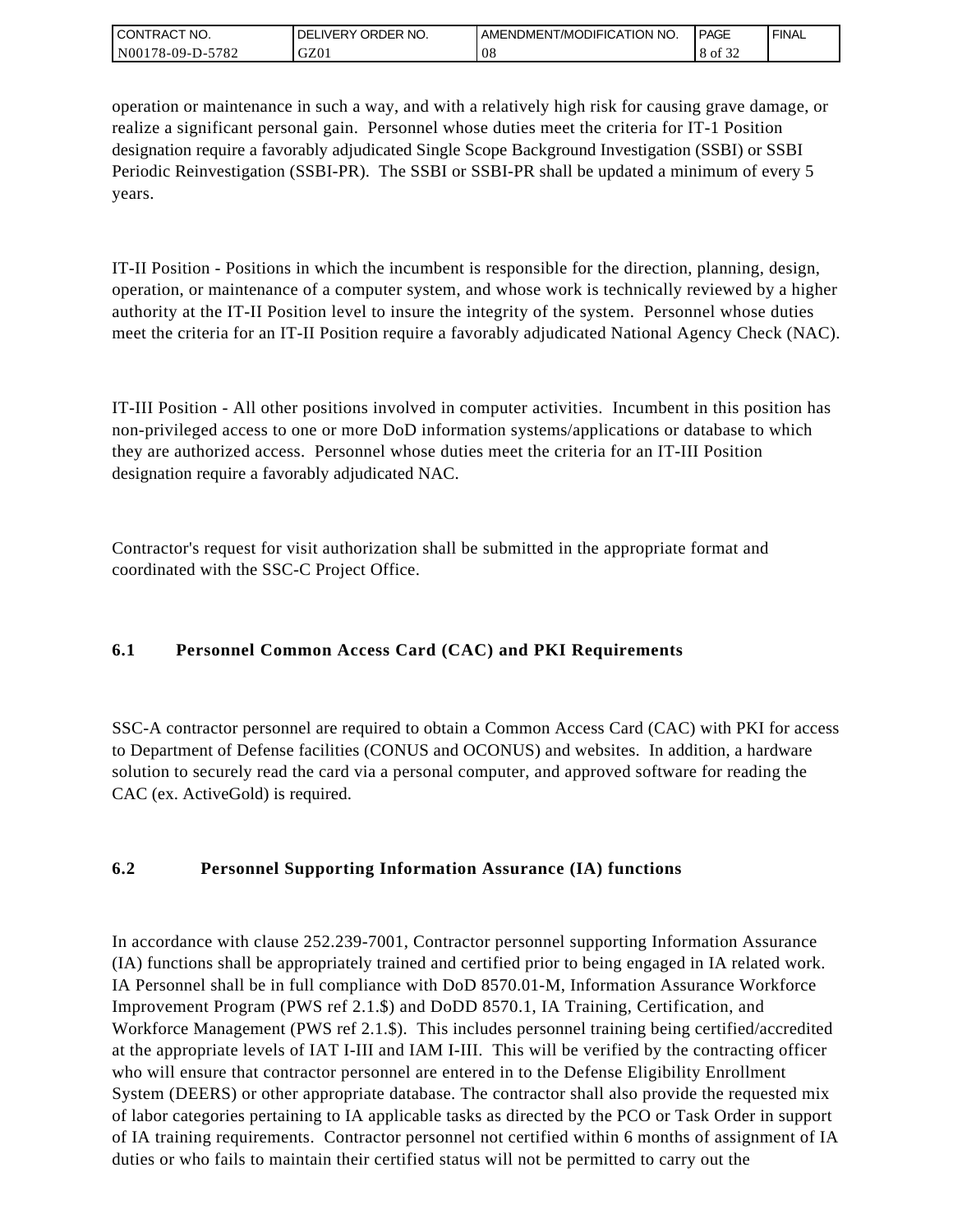operation or maintenance in such a way, and with a relatively high risk for causing grave damage, or realize a significant personal gain. Personnel whose duties meet the criteria for IT-1 Position designation require a favorably adjudicated Single Scope Background Investigation (SSBI) or SSBI Periodic Reinvestigation (SSBI-PR). The SSBI or SSBI-PR shall be updated a minimum of every 5 years.

IT-II Position - Positions in which the incumbent is responsible for the direction, planning, design, operation, or maintenance of a computer system, and whose work is technically reviewed by a higher authority at the IT-II Position level to insure the integrity of the system. Personnel whose duties meet the criteria for an IT-II Position require a favorably adjudicated National Agency Check (NAC).

IT-III Position - All other positions involved in computer activities. Incumbent in this position has non-privileged access to one or more DoD information systems/applications or database to which they are authorized access. Personnel whose duties meet the criteria for an IT-III Position designation require a favorably adjudicated NAC.

Contractor's request for visit authorization shall be submitted in the appropriate format and coordinated with the SSC-C Project Office.

### 6.1 Personnel Common Access Card (CAC) and PKI Requirements

SSC-A contractor personnel are required to obtain a Common Access Card (CAC) with PKI for access to Department of Defense facilities (CONUS and OCONUS) and websites. In addition, a hardware solution to securely read the card via a personal computer, and approved software for reading the CAC (ex. ActiveGold) is required.

### 6.2 Personnel Supporting Information Assurance (IA) functions

In accordance with clause 252.239-7001, Contractor personnel supporting Information Assurance (IA) functions shall be appropriately trained and certified prior to being engaged in IA related work. IA Personnel shall be in full compliance with DoD 8570.01-M, Information Assurance Workforce Improvement Program (PWS ref 2.1.$) and DoDD 8570.1, IA Training, Certification, and Workforce Management (PWS ref 2.1.$). This includes personnel training being certified/accredited at the appropriate levels of IAT I-III and IAM I-III. This will be verified by the contracting officer who will ensure that contractor personnel are entered in to the Defense Eligibility Enrollment System (DEERS) or other appropriate database. The contractor shall also provide the requested mix of labor categories pertaining to IA applicable tasks as directed by the PCO or Task Order in support of IA training requirements. Contractor personnel not certified within 6 months of assignment of IA duties or who fails to maintain their certified status will not be permitted to carry out the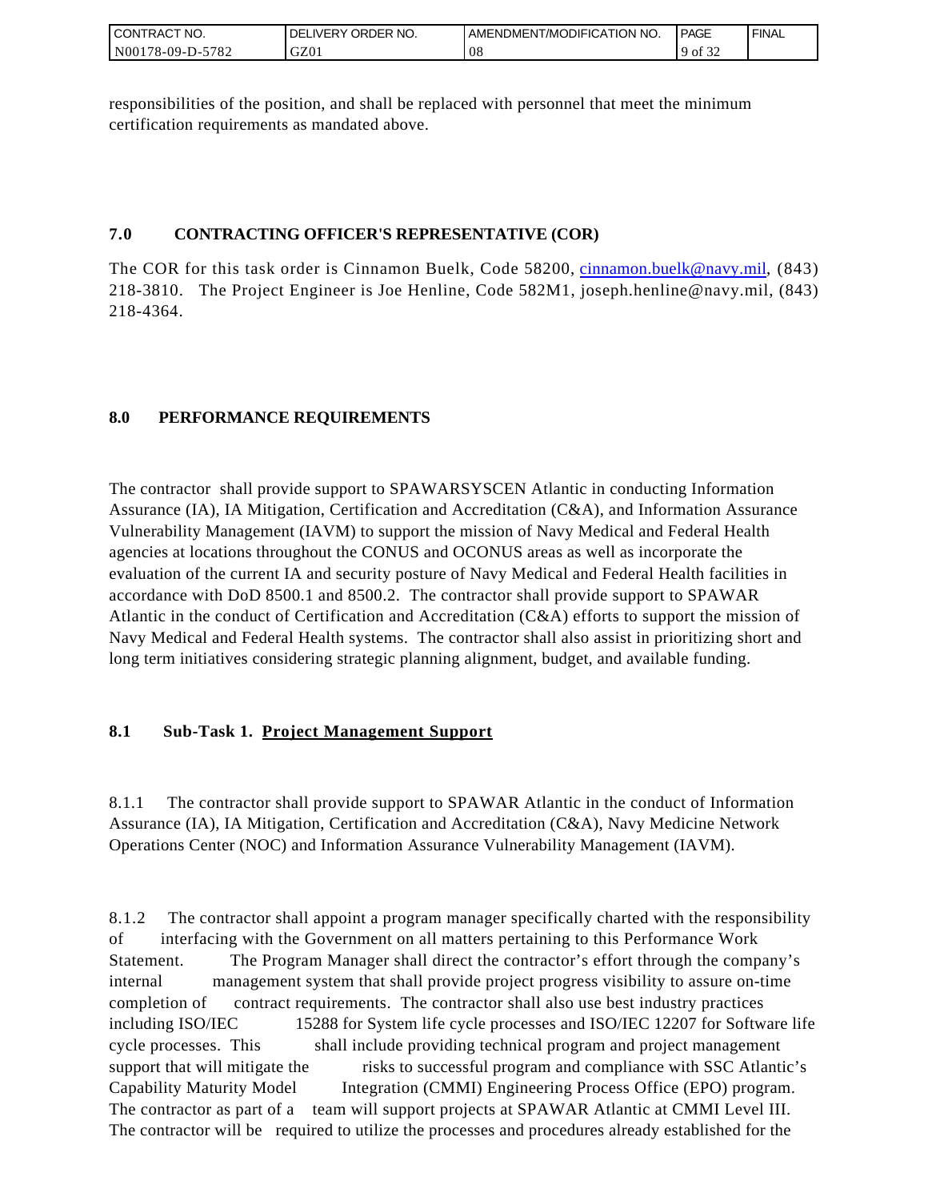responsibilities of the position, and shall be replaced with personnel that meet the minimum certification requirements as mandated above.

## 7.0 CONTRACTING OFFICER'S REPRESENTATIVE (COR)

The COR for this task order is Cinnamon Buelk, Code 58200, cinnamon.buelk@navy.mil, (843) 218-3810. The Project Engineer is Joe Henline, Code 582M1, joseph.henline@navy.mil, (843) 218-4364.

## 8.0 PERFORMANCE REQUIREMENTS

The contractor shall provide support to SPAWARSYSCEN Atlantic in conducting Information Assurance (IA), IA Mitigation, Certification and Accreditation (C&A), and Information Assurance Vulnerability Management (IAVM) to support the mission of Navy Medical and Federal Health agencies at locations throughout the CONUS and OCONUS areas as well as incorporate the evaluation of the current IA and security posture of Navy Medical and Federal Health facilities in accordance with DoD 8500.1 and 8500.2. The contractor shall provide support to SPAWAR Atlantic in the conduct of Certification and Accreditation (C&A) efforts to support the mission of Navy Medical and Federal Health systems. The contractor shall also assist in prioritizing short and long term initiatives considering strategic planning alignment, budget, and available funding.

### 8.1 Sub-Task 1. Project Management Support

8.1.1 The contractor shall provide support to SPAWAR Atlantic in the conduct of Information Assurance (IA), IA Mitigation, Certification and Accreditation (C&A), Navy Medicine Network Operations Center (NOC) and Information Assurance Vulnerability Management (IAVM).

8.1.2 The contractor shall appoint a program manager specifically charted with the responsibility of interfacing with the Government on all matters pertaining to this Performance Work Statement. The Program Manager shall direct the contractor's effort through the company's internal management system that shall provide project progress visibility to assure on-time completion of contract requirements. The contractor shall also use best industry practices including ISO/IEC 15288 for System life cycle processes and ISO/IEC 12207 for Software life cycle processes. This shall include providing technical program and project management support that will mitigate the risks to successful program and compliance with SSC Atlantic's Capability Maturity Model Integration (CMMI) Engineering Process Office (EPO) program. The contractor as part of a team will support projects at SPAWAR Atlantic at CMMI Level III. The contractor will be required to utilize the processes and procedures already established for the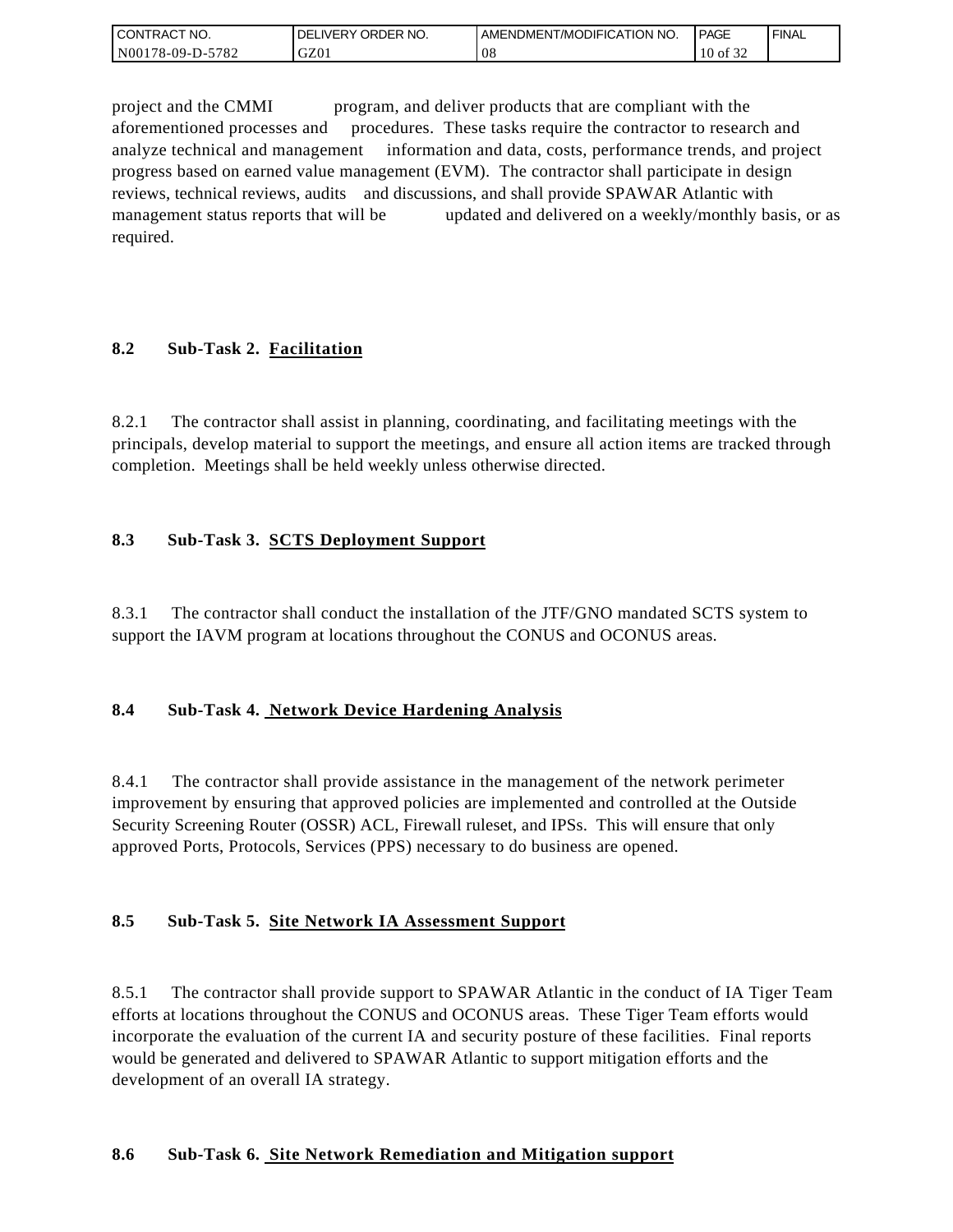project and the CMMI program, and deliver products that are compliant with the aforementioned processes and procedures. These tasks require the contractor to research and analyze technical and management information and data, costs, performance trends, and project progress based on earned value management (EVM). The contractor shall participate in design reviews, technical reviews, audits and discussions, and shall provide SPAWAR Atlantic with management status reports that will be updated and delivered on a weekly/monthly basis, or as required.

### 8.2 Sub-Task 2. <u>Facilitation</u>

8.2.1 The contractor shall assist in planning, coordinating, and facilitating meetings with the principals, develop material to support the meetings, and ensure all action items are tracked through completion. Meetings shall be held weekly unless otherwise directed.

### 8.3 Sub-Task 3. <u>SCTS Deployment Support</u>

8.3.1 The contractor shall conduct the installation of the JTF/GNO mandated SCTS system to support the IAVM program at locations throughout the CONUS and OCONUS areas.

### 8.4 Sub-Task 4. <u>Network Device Hardening Analysis</u>

8.4.1 The contractor shall provide assistance in the management of the network perimeter improvement by ensuring that approved policies are implemented and controlled at the Outside Security Screening Router (OSSR) ACL, Firewall ruleset, and IPSs. This will ensure that only approved Ports, Protocols, Services (PPS) necessary to do business are opened.

### 8.5 Sub-Task 5. <u>Site Network IA Assessment Support</u>

8.5.1 The contractor shall provide support to SPAWAR Atlantic in the conduct of IA Tiger Team efforts at locations throughout the CONUS and OCONUS areas. These Tiger Team efforts would incorporate the evaluation of the current IA and security posture of these facilities. Final reports would be generated and delivered to SPAWAR Atlantic to support mitigation efforts and the development of an overall IA strategy.

### 8.6 Sub-Task 6. <u>Site Network Remediation and Mitigation support</u>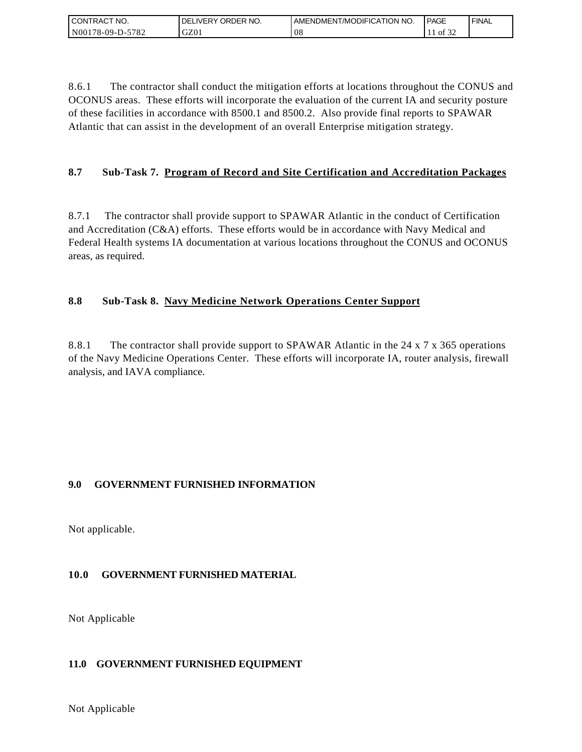8.6.1 The contractor shall conduct the mitigation efforts at locations throughout the CONUS and OCONUS areas. These efforts will incorporate the evaluation of the current IA and security posture of these facilities in accordance with 8500.1 and 8500.2. Also provide final reports to SPAWAR Atlantic that can assist in the development of an overall Enterprise mitigation strategy.

### 8.7 Sub-Task 7. Program of Record and Site Certification and Accreditation Packages

8.7.1 The contractor shall provide support to SPAWAR Atlantic in the conduct of Certification and Accreditation (C&A) efforts. These efforts would be in accordance with Navy Medical and Federal Health systems IA documentation at various locations throughout the CONUS and OCONUS areas, as required.

### 8.8 Sub-Task 8. Navy Medicine Network Operations Center Support

8.8.1 The contractor shall provide support to SPAWAR Atlantic in the 24 x 7 x 365 operations of the Navy Medicine Operations Center. These efforts will incorporate IA, router analysis, firewall analysis, and IAVA compliance.

## 9.0 GOVERNMENT FURNISHED INFORMATION

Not applicable.

## 10.0 GOVERNMENT FURNISHED MATERIAL

Not Applicable

## 11.0 GOVERNMENT FURNISHED EQUIPMENT

Not Applicable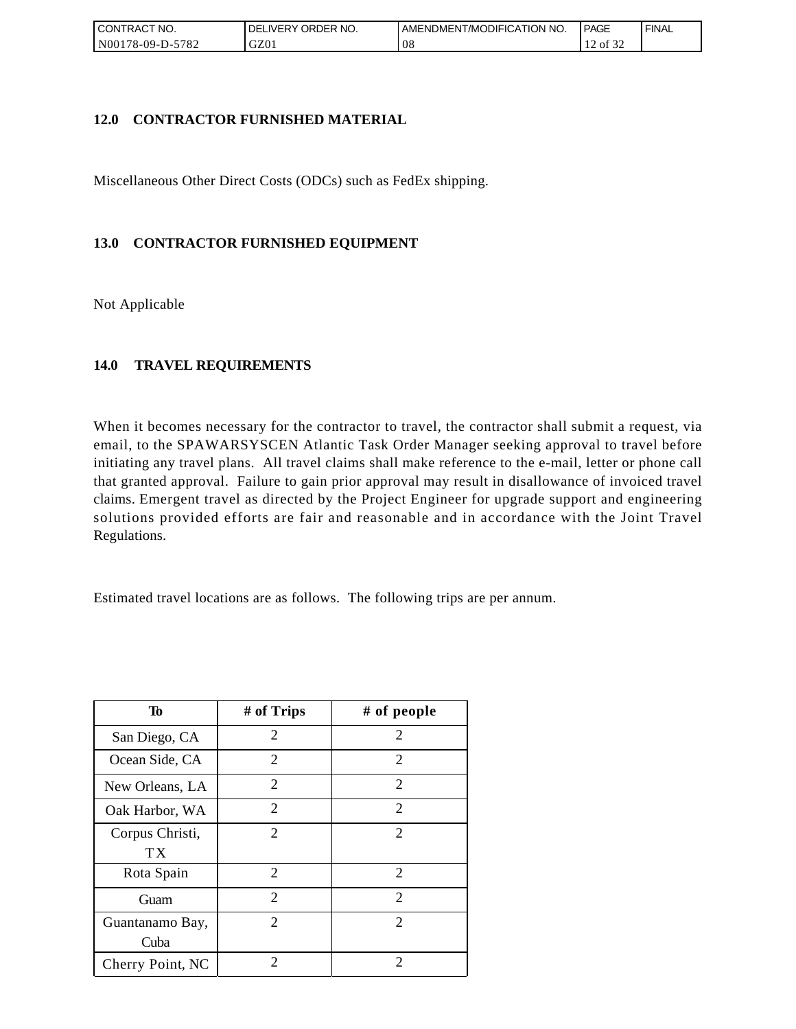## 12.0 CONTRACTOR FURNISHED MATERIAL

Miscellaneous Other Direct Costs (ODCs) such as FedEx shipping.

## 13.0 CONTRACTOR FURNISHED EQUIPMENT

Not Applicable

## 14.0 TRAVEL REQUIREMENTS

When it becomes necessary for the contractor to travel, the contractor shall submit a request, via email, to the SPAWARSYSCEN Atlantic Task Order Manager seeking approval to travel before initiating any travel plans. All travel claims shall make reference to the e-mail, letter or phone call that granted approval. Failure to gain prior approval may result in disallowance of invoiced travel claims. Emergent travel as directed by the Project Engineer for upgrade support and engineering solutions provided efforts are fair and reasonable and in accordance with the Joint Travel Regulations.

Estimated travel locations are as follows. The following trips are per annum.

| To | # of Trips | # of people |
|---|---|---|
| San Diego, CA | 2 | 2 |
| Ocean Side, CA | 2 | 2 |
| New Orleans, LA | 2 | 2 |
| Oak Harbor, WA | 2 | 2 |
| Corpus Christi, TX | 2 | 2 |
| Rota Spain | 2 | 2 |
| Guam | 2 | 2 |
| Guantanamo Bay, Cuba | 2 | 2 |
| Cherry Point, NC | 2 | 2 |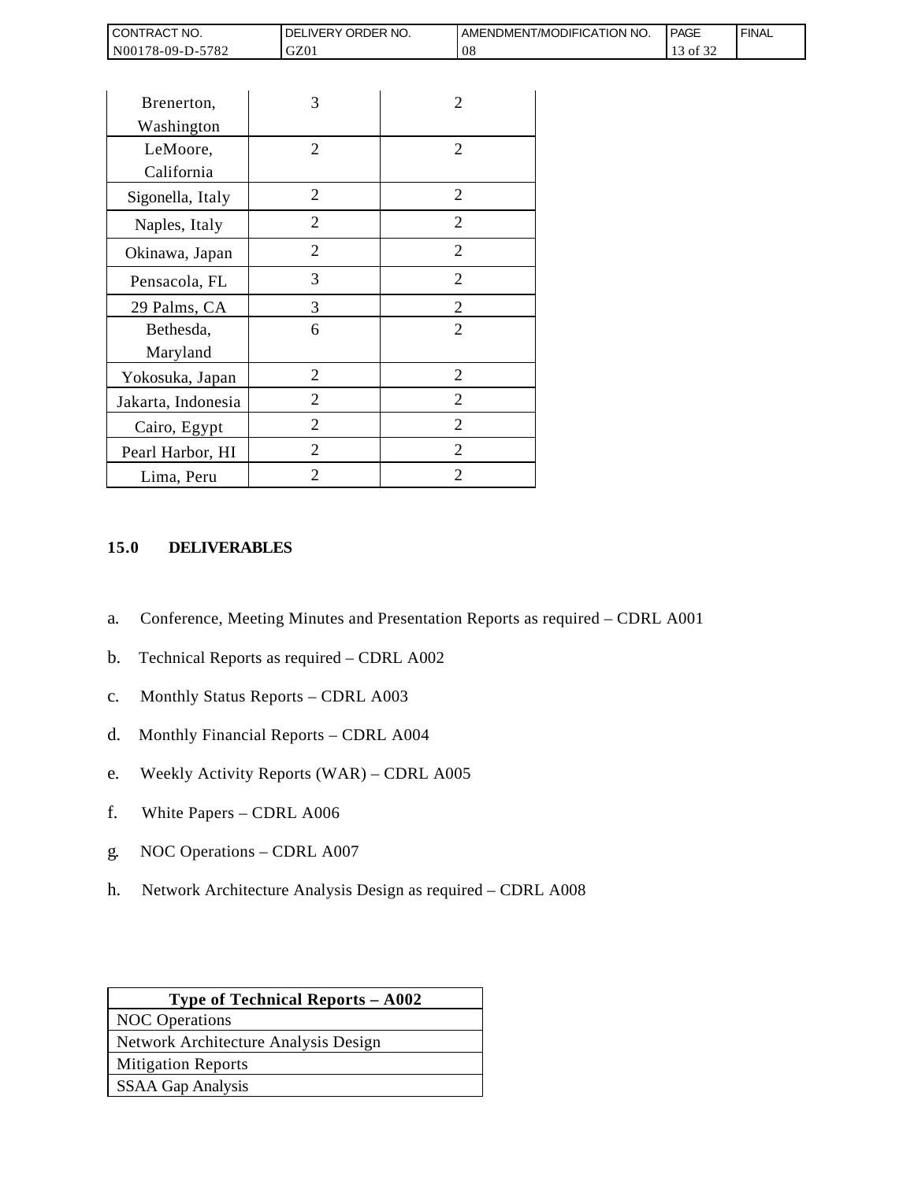| | | |
|---|---|---|
| Brenerton, Washington | 3 | 2 |
| LeMoore, California | 2 | 2 |
| Sigonella, Italy | 2 | 2 |
| Naples, Italy | 2 | 2 |
| Okinawa, Japan | 2 | 2 |
| Pensacola, FL | 3 | 2 |
| 29 Palms, CA | 3 | 2 |
| Bethesda, Maryland | 6 | 2 |
| Yokosuka, Japan | 2 | 2 |
| Jakarta, Indonesia | 2 | 2 |
| Cairo, Egypt | 2 | 2 |
| Pearl Harbor, HI | 2 | 2 |
| Lima, Peru | 2 | 2 |

## 15.0 DELIVERABLES

a. Conference, Meeting Minutes and Presentation Reports as required – CDRL A001

b. Technical Reports as required – CDRL A002

c. Monthly Status Reports – CDRL A003

d. Monthly Financial Reports – CDRL A004

e. Weekly Activity Reports (WAR) – CDRL A005

f. White Papers – CDRL A006

g. NOC Operations – CDRL A007

h. Network Architecture Analysis Design as required – CDRL A008

| Type of Technical Reports – A002 |
|---|
| NOC Operations |
| Network Architecture Analysis Design |
| Mitigation Reports |
| SSAA Gap Analysis |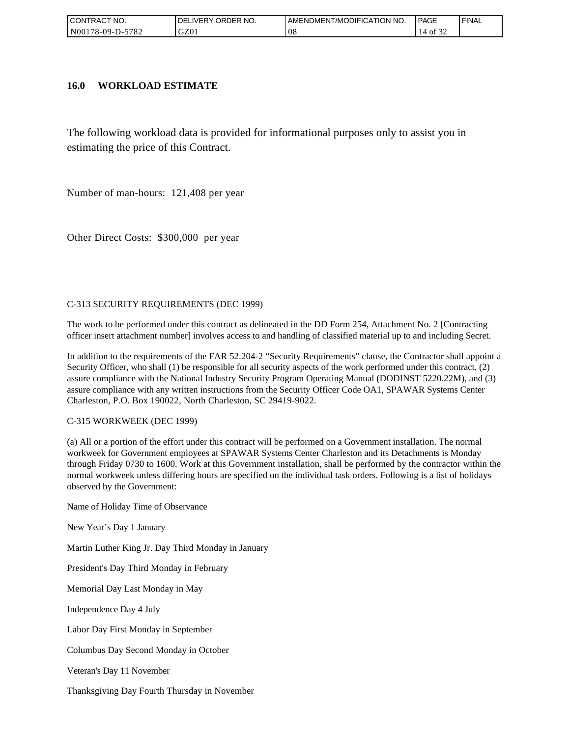## 16.0 WORKLOAD ESTIMATE

The following workload data is provided for informational purposes only to assist you in estimating the price of this Contract.

Number of man-hours: 121,408 per year

Other Direct Costs: $300,000 per year

C-313 SECURITY REQUIREMENTS (DEC 1999)

The work to be performed under this contract as delineated in the DD Form 254, Attachment No. 2 [Contracting officer insert attachment number] involves access to and handling of classified material up to and including Secret.

In addition to the requirements of the FAR 52.204-2 “Security Requirements” clause, the Contractor shall appoint a Security Officer, who shall (1) be responsible for all security aspects of the work performed under this contract, (2) assure compliance with the National Industry Security Program Operating Manual (DODINST 5220.22M), and (3) assure compliance with any written instructions from the Security Officer Code OA1, SPAWAR Systems Center Charleston, P.O. Box 190022, North Charleston, SC 29419-9022.

C-315 WORKWEEK (DEC 1999)

(a) All or a portion of the effort under this contract will be performed on a Government installation. The normal workweek for Government employees at SPAWAR Systems Center Charleston and its Detachments is Monday through Friday 0730 to 1600. Work at this Government installation, shall be performed by the contractor within the normal workweek unless differing hours are specified on the individual task orders. Following is a list of holidays observed by the Government:

Name of Holiday Time of Observance

New Year’s Day 1 January

Martin Luther King Jr. Day Third Monday in January

President's Day Third Monday in February

Memorial Day Last Monday in May

Independence Day 4 July

Labor Day First Monday in September

Columbus Day Second Monday in October

Veteran's Day 11 November

Thanksgiving Day Fourth Thursday in November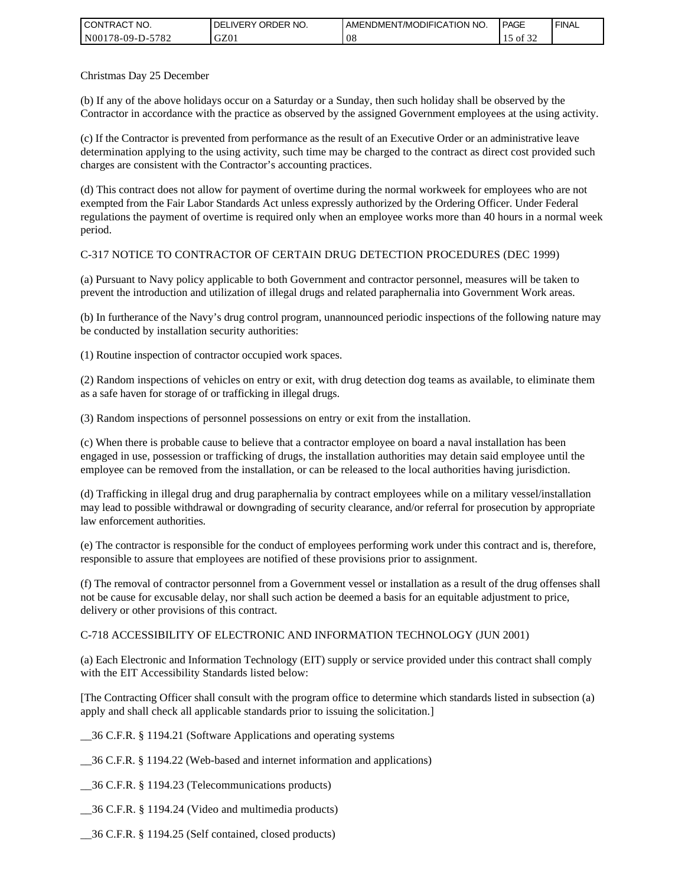Christmas Day 25 December

(b) If any of the above holidays occur on a Saturday or a Sunday, then such holiday shall be observed by the Contractor in accordance with the practice as observed by the assigned Government employees at the using activity.

(c) If the Contractor is prevented from performance as the result of an Executive Order or an administrative leave determination applying to the using activity, such time may be charged to the contract as direct cost provided such charges are consistent with the Contractor's accounting practices.

(d) This contract does not allow for payment of overtime during the normal workweek for employees who are not exempted from the Fair Labor Standards Act unless expressly authorized by the Ordering Officer. Under Federal regulations the payment of overtime is required only when an employee works more than 40 hours in a normal week period.

C-317 NOTICE TO CONTRACTOR OF CERTAIN DRUG DETECTION PROCEDURES (DEC 1999)

(a) Pursuant to Navy policy applicable to both Government and contractor personnel, measures will be taken to prevent the introduction and utilization of illegal drugs and related paraphernalia into Government Work areas.

(b) In furtherance of the Navy's drug control program, unannounced periodic inspections of the following nature may be conducted by installation security authorities:

(1) Routine inspection of contractor occupied work spaces.

(2) Random inspections of vehicles on entry or exit, with drug detection dog teams as available, to eliminate them as a safe haven for storage of or trafficking in illegal drugs.

(3) Random inspections of personnel possessions on entry or exit from the installation.

(c) When there is probable cause to believe that a contractor employee on board a naval installation has been engaged in use, possession or trafficking of drugs, the installation authorities may detain said employee until the employee can be removed from the installation, or can be released to the local authorities having jurisdiction.

(d) Trafficking in illegal drug and drug paraphernalia by contract employees while on a military vessel/installation may lead to possible withdrawal or downgrading of security clearance, and/or referral for prosecution by appropriate law enforcement authorities.

(e) The contractor is responsible for the conduct of employees performing work under this contract and is, therefore, responsible to assure that employees are notified of these provisions prior to assignment.

(f) The removal of contractor personnel from a Government vessel or installation as a result of the drug offenses shall not be cause for excusable delay, nor shall such action be deemed a basis for an equitable adjustment to price, delivery or other provisions of this contract.

C-718 ACCESSIBILITY OF ELECTRONIC AND INFORMATION TECHNOLOGY (JUN 2001)

(a) Each Electronic and Information Technology (EIT) supply or service provided under this contract shall comply with the EIT Accessibility Standards listed below:

[The Contracting Officer shall consult with the program office to determine which standards listed in subsection (a) apply and shall check all applicable standards prior to issuing the solicitation.]

__36 C.F.R. § 1194.21 (Software Applications and operating systems

__36 C.F.R. § 1194.22 (Web-based and internet information and applications)

__36 C.F.R. § 1194.23 (Telecommunications products)

__36 C.F.R. § 1194.24 (Video and multimedia products)

__36 C.F.R. § 1194.25 (Self contained, closed products)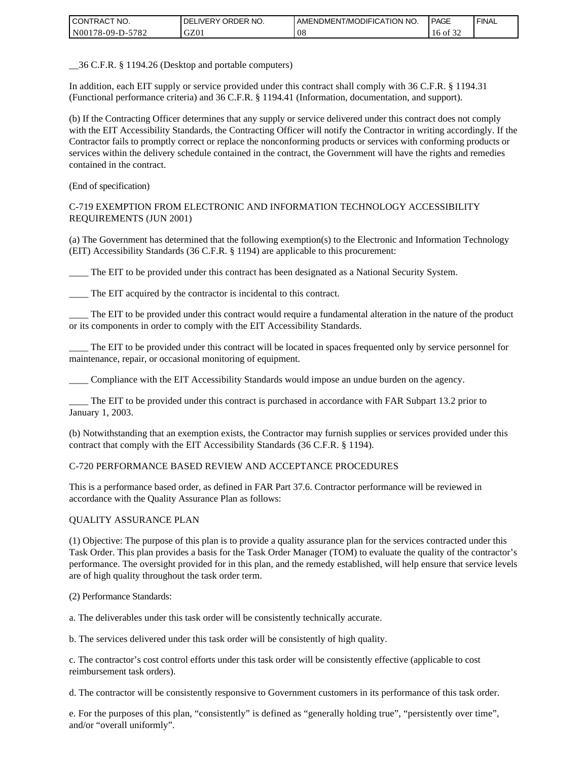__36 C.F.R. § 1194.26 (Desktop and portable computers)

In addition, each EIT supply or service provided under this contract shall comply with 36 C.F.R. § 1194.31 (Functional performance criteria) and 36 C.F.R. § 1194.41 (Information, documentation, and support).

(b) If the Contracting Officer determines that any supply or service delivered under this contract does not comply with the EIT Accessibility Standards, the Contracting Officer will notify the Contractor in writing accordingly. If the Contractor fails to promptly correct or replace the nonconforming products or services with conforming products or services within the delivery schedule contained in the contract, the Government will have the rights and remedies contained in the contract.

(End of specification)

C-719 EXEMPTION FROM ELECTRONIC AND INFORMATION TECHNOLOGY ACCESSIBILITY REQUIREMENTS (JUN 2001)

(a) The Government has determined that the following exemption(s) to the Electronic and Information Technology (EIT) Accessibility Standards (36 C.F.R. § 1194) are applicable to this procurement:

____ The EIT to be provided under this contract has been designated as a National Security System.

____ The EIT acquired by the contractor is incidental to this contract.

____ The EIT to be provided under this contract would require a fundamental alteration in the nature of the product or its components in order to comply with the EIT Accessibility Standards.

____ The EIT to be provided under this contract will be located in spaces frequented only by service personnel for maintenance, repair, or occasional monitoring of equipment.

____ Compliance with the EIT Accessibility Standards would impose an undue burden on the agency.

____ The EIT to be provided under this contract is purchased in accordance with FAR Subpart 13.2 prior to January 1, 2003.

(b) Notwithstanding that an exemption exists, the Contractor may furnish supplies or services provided under this contract that comply with the EIT Accessibility Standards (36 C.F.R. § 1194).

C-720 PERFORMANCE BASED REVIEW AND ACCEPTANCE PROCEDURES

This is a performance based order, as defined in FAR Part 37.6. Contractor performance will be reviewed in accordance with the Quality Assurance Plan as follows:

QUALITY ASSURANCE PLAN

(1) Objective: The purpose of this plan is to provide a quality assurance plan for the services contracted under this Task Order. This plan provides a basis for the Task Order Manager (TOM) to evaluate the quality of the contractor's performance. The oversight provided for in this plan, and the remedy established, will help ensure that service levels are of high quality throughout the task order term.

(2) Performance Standards:

a. The deliverables under this task order will be consistently technically accurate.

b. The services delivered under this task order will be consistently of high quality.

c. The contractor's cost control efforts under this task order will be consistently effective (applicable to cost reimbursement task orders).

d. The contractor will be consistently responsive to Government customers in its performance of this task order.

e. For the purposes of this plan, "consistently" is defined as "generally holding true", "persistently over time", and/or "overall uniformly".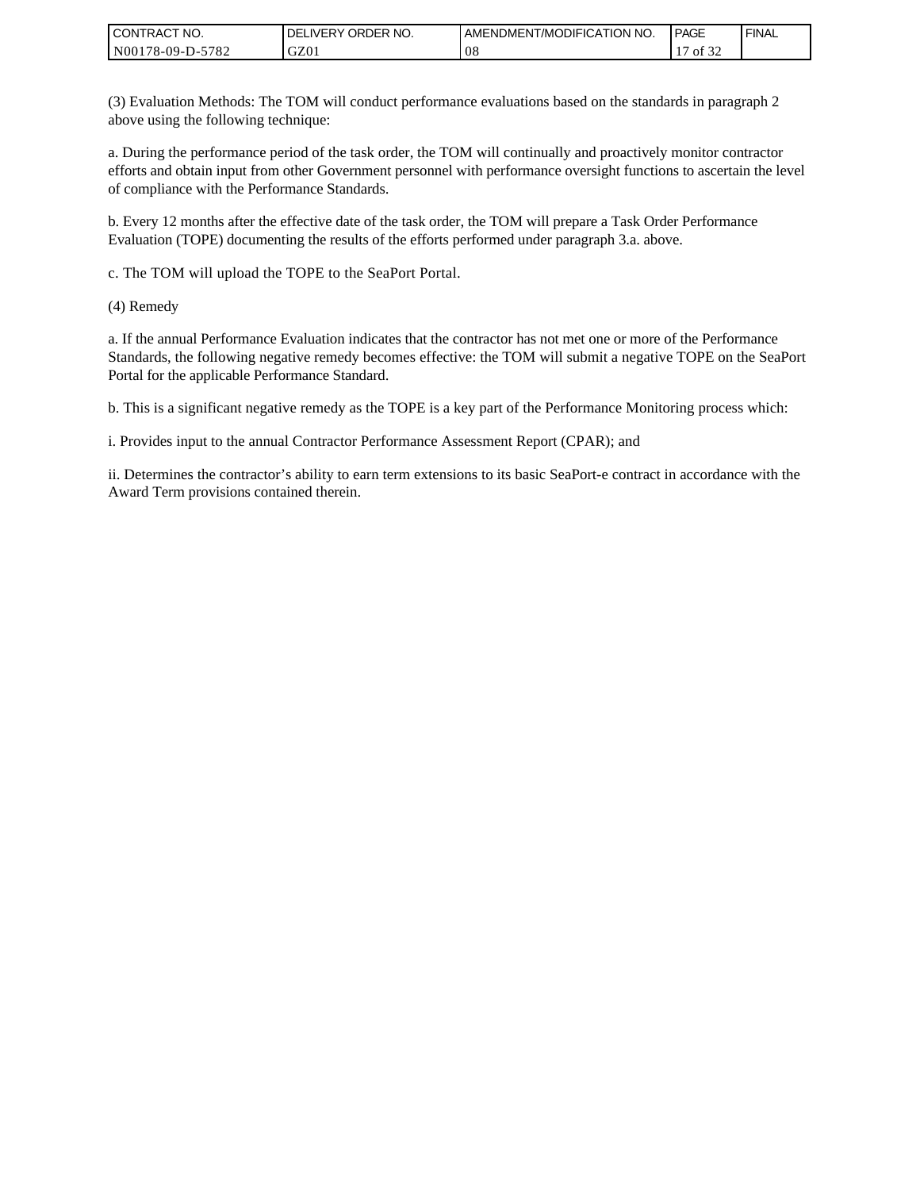(3) Evaluation Methods: The TOM will conduct performance evaluations based on the standards in paragraph 2 above using the following technique:

a. During the performance period of the task order, the TOM will continually and proactively monitor contractor efforts and obtain input from other Government personnel with performance oversight functions to ascertain the level of compliance with the Performance Standards.

b. Every 12 months after the effective date of the task order, the TOM will prepare a Task Order Performance Evaluation (TOPE) documenting the results of the efforts performed under paragraph 3.a. above.

c. The TOM will upload the TOPE to the SeaPort Portal.

(4) Remedy

a. If the annual Performance Evaluation indicates that the contractor has not met one or more of the Performance Standards, the following negative remedy becomes effective: the TOM will submit a negative TOPE on the SeaPort Portal for the applicable Performance Standard.

b. This is a significant negative remedy as the TOPE is a key part of the Performance Monitoring process which:

i. Provides input to the annual Contractor Performance Assessment Report (CPAR); and

ii. Determines the contractor's ability to earn term extensions to its basic SeaPort-e contract in accordance with the Award Term provisions contained therein.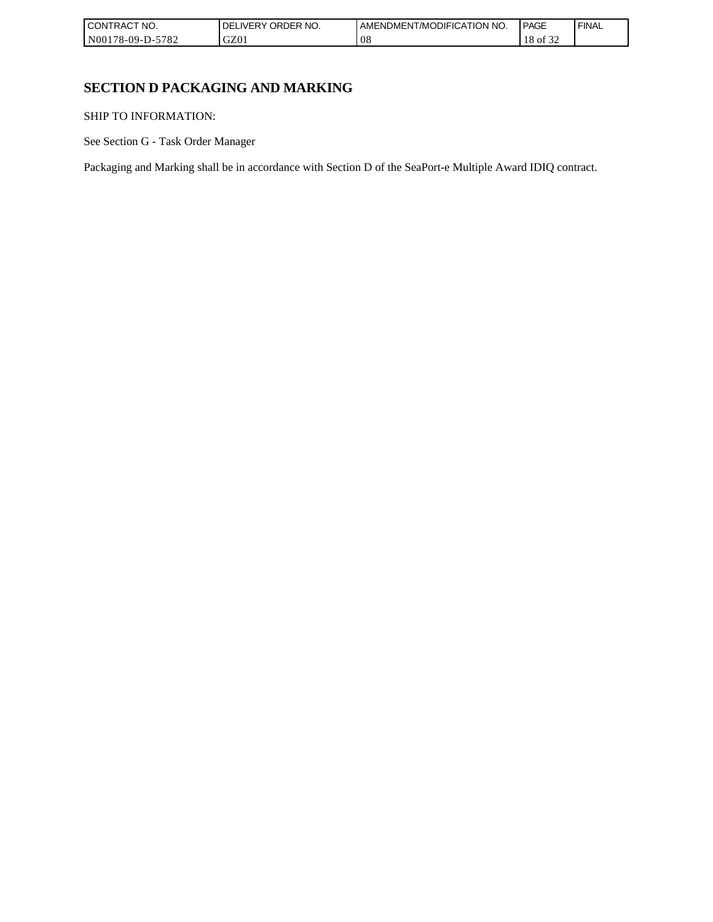## SECTION D PACKAGING AND MARKING

SHIP TO INFORMATION:

See Section G - Task Order Manager

Packaging and Marking shall be in accordance with Section D of the SeaPort-e Multiple Award IDIQ contract.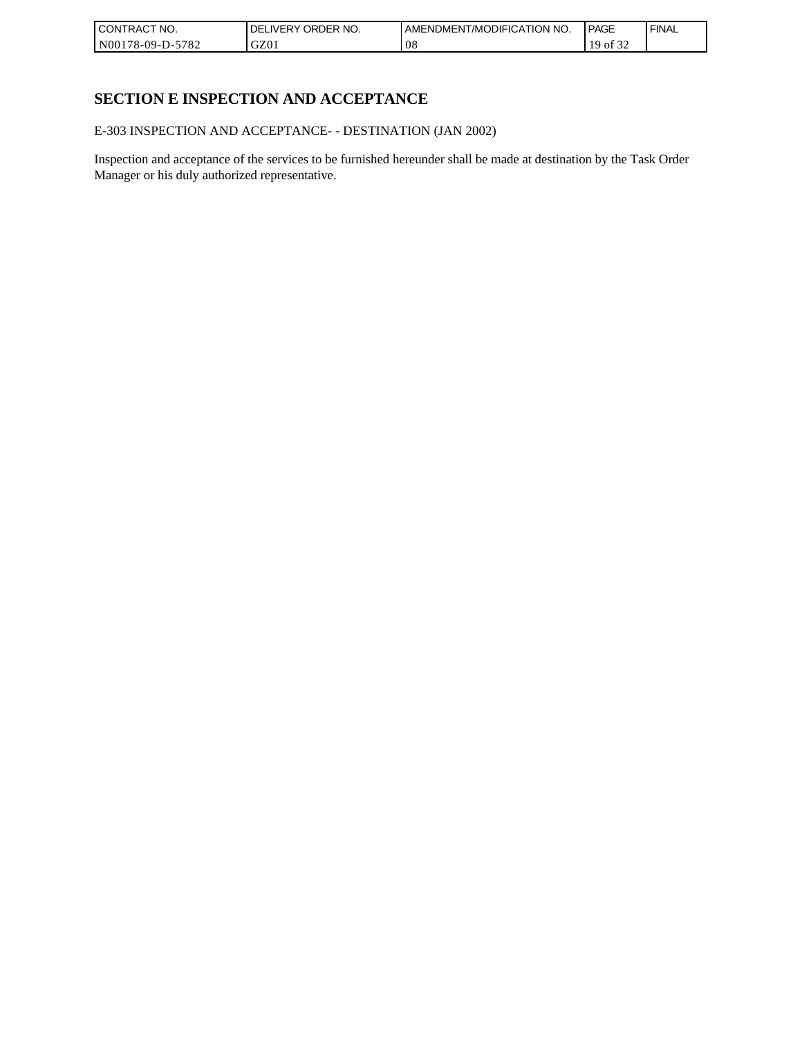## SECTION E INSPECTION AND ACCEPTANCE

E-303 INSPECTION AND ACCEPTANCE- - DESTINATION (JAN 2002)

Inspection and acceptance of the services to be furnished hereunder shall be made at destination by the Task Order Manager or his duly authorized representative.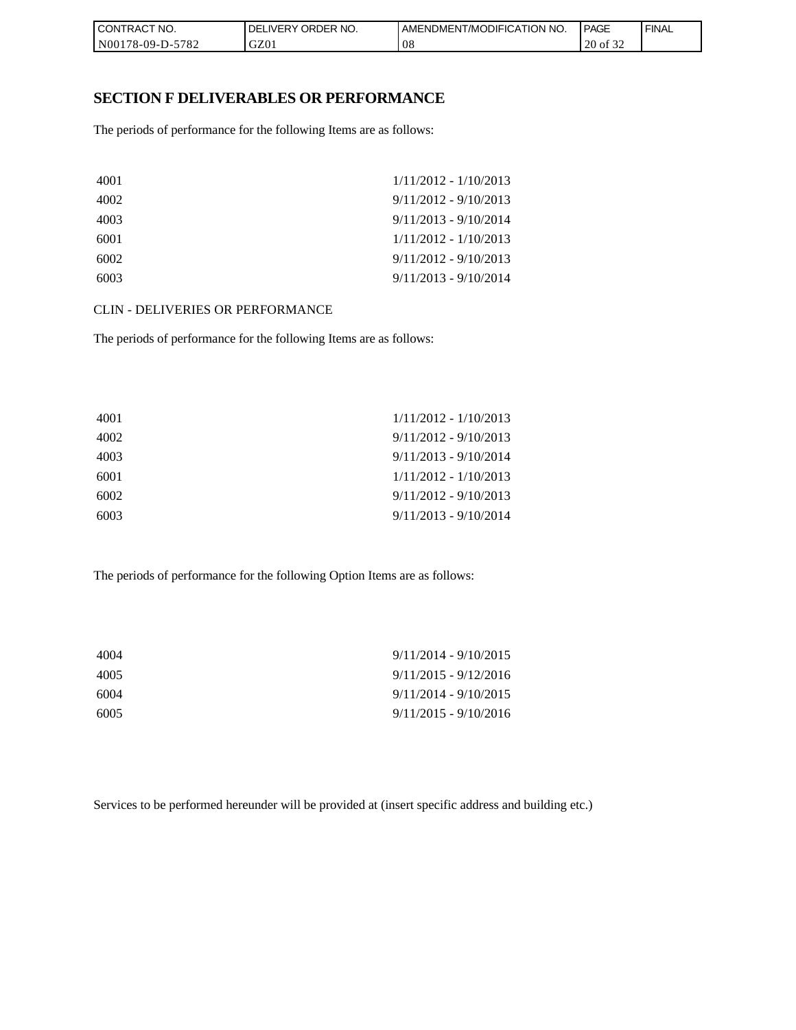## SECTION F DELIVERABLES OR PERFORMANCE

The periods of performance for the following Items are as follows:

| | |
|---|---|
| 4001 | 1/11/2012 - 1/10/2013 |
| 4002 | 9/11/2012 - 9/10/2013 |
| 4003 | 9/11/2013 - 9/10/2014 |
| 6001 | 1/11/2012 - 1/10/2013 |
| 6002 | 9/11/2012 - 9/10/2013 |
| 6003 | 9/11/2013 - 9/10/2014 |

CLIN - DELIVERIES OR PERFORMANCE

The periods of performance for the following Items are as follows:

| | |
|---|---|
| 4001 | 1/11/2012 - 1/10/2013 |
| 4002 | 9/11/2012 - 9/10/2013 |
| 4003 | 9/11/2013 - 9/10/2014 |
| 6001 | 1/11/2012 - 1/10/2013 |
| 6002 | 9/11/2012 - 9/10/2013 |
| 6003 | 9/11/2013 - 9/10/2014 |

The periods of performance for the following Option Items are as follows:

| | |
|---|---|
| 4004 | 9/11/2014 - 9/10/2015 |
| 4005 | 9/11/2015 - 9/12/2016 |
| 6004 | 9/11/2014 - 9/10/2015 |
| 6005 | 9/11/2015 - 9/10/2016 |

Services to be performed hereunder will be provided at (insert specific address and building etc.)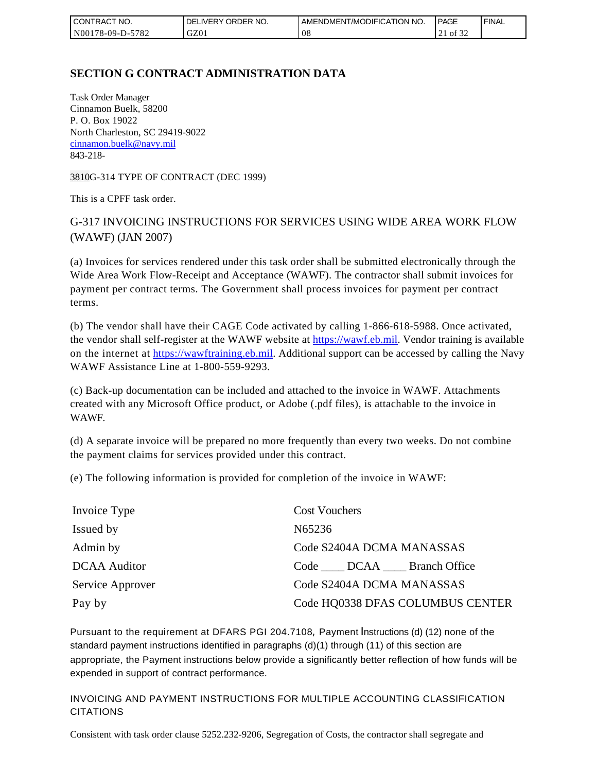## SECTION G CONTRACT ADMINISTRATION DATA

Task Order Manager
Cinnamon Buelk, 58200
P. O. Box 19022
North Charleston, SC 29419-9022
cinnamon.buelk@navy.mil
843-218-

3810G-314 TYPE OF CONTRACT (DEC 1999)

This is a CPFF task order.

### G-317 INVOICING INSTRUCTIONS FOR SERVICES USING WIDE AREA WORK FLOW (WAWF) (JAN 2007)

(a) Invoices for services rendered under this task order shall be submitted electronically through the Wide Area Work Flow-Receipt and Acceptance (WAWF). The contractor shall submit invoices for payment per contract terms. The Government shall process invoices for payment per contract terms.

(b) The vendor shall have their CAGE Code activated by calling 1-866-618-5988. Once activated, the vendor shall self-register at the WAWF website at https://wawf.eb.mil. Vendor training is available on the internet at https://wawftraining.eb.mil. Additional support can be accessed by calling the Navy WAWF Assistance Line at 1-800-559-9293.

(c) Back-up documentation can be included and attached to the invoice in WAWF. Attachments created with any Microsoft Office product, or Adobe (.pdf files), is attachable to the invoice in WAWF.

(d) A separate invoice will be prepared no more frequently than every two weeks. Do not combine the payment claims for services provided under this contract.

(e) The following information is provided for completion of the invoice in WAWF:

| | |
|---|---|
| Invoice Type | Cost Vouchers |
| Issued by | N65236 |
| Admin by | Code S2404A DCMA MANASSAS |
| DCAA Auditor | Code ____ DCAA ____ Branch Office |
| Service Approver | Code S2404A DCMA MANASSAS |
| Pay by | Code HQ0338 DFAS COLUMBUS CENTER |

Pursuant to the requirement at DFARS PGI 204.7108, Payment Instructions (d) (12) none of the standard payment instructions identified in paragraphs (d)(1) through (11) of this section are appropriate, the Payment instructions below provide a significantly better reflection of how funds will be expended in support of contract performance.

INVOICING AND PAYMENT INSTRUCTIONS FOR MULTIPLE ACCOUNTING CLASSIFICATION CITATIONS

Consistent with task order clause 5252.232-9206, Segregation of Costs, the contractor shall segregate and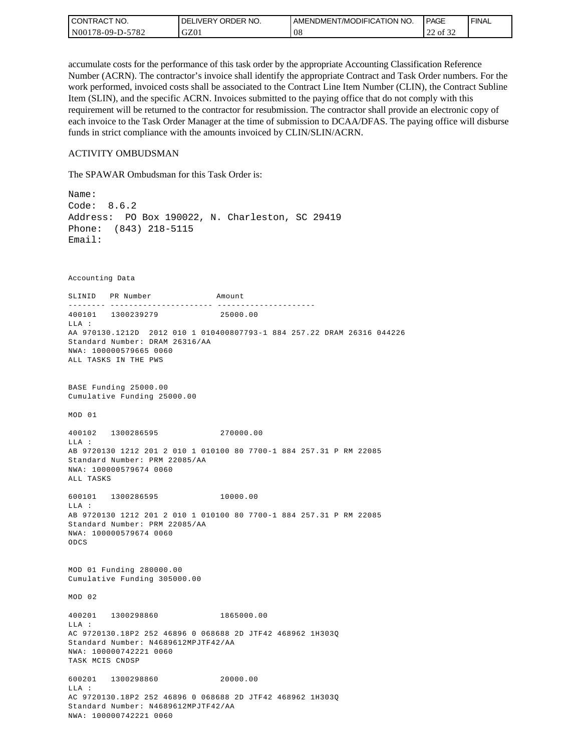accumulate costs for the performance of this task order by the appropriate Accounting Classification Reference Number (ACRN). The contractor's invoice shall identify the appropriate Contract and Task Order numbers. For the work performed, invoiced costs shall be associated to the Contract Line Item Number (CLIN), the Contract Subline Item (SLIN), and the specific ACRN. Invoices submitted to the paying office that do not comply with this requirement will be returned to the contractor for resubmission. The contractor shall provide an electronic copy of each invoice to the Task Order Manager at the time of submission to DCAA/DFAS. The paying office will disburse funds in strict compliance with the amounts invoiced by CLIN/SLIN/ACRN.

ACTIVITY OMBUDSMAN

The SPAWAR Ombudsman for this Task Order is:

```
Name:
Code:  8.6.2
Address:  PO Box 190022, N. Charleston, SC 29419
Phone:  (843) 218-5115
Email:
```

```
Accounting Data

SLINID   PR Number              Amount
-------- ---------------------- ---------------------
400101   1300239279              25000.00
LLA :
AA 970130.1212D  2012 010 1 010400807793-1 884 257.22 DRAM 26316 044226
Standard Number: DRAM 26316/AA
NWA: 100000579665 0060
ALL TASKS IN THE PWS


BASE Funding 25000.00
Cumulative Funding 25000.00

MOD 01

400102   1300286595              270000.00
LLA :
AB 9720130 1212 201 2 010 1 010100 80 7700-1 884 257.31 P RM 22085
Standard Number: PRM 22085/AA
NWA: 100000579674 0060
ALL TASKS

600101   1300286595              10000.00
LLA :
AB 9720130 1212 201 2 010 1 010100 80 7700-1 884 257.31 P RM 22085
Standard Number: PRM 22085/AA
NWA: 100000579674 0060
ODCS


MOD 01 Funding 280000.00
Cumulative Funding 305000.00

MOD 02

400201   1300298860              1865000.00
LLA :
AC 9720130.18P2 252 46896 0 068688 2D JTF42 468962 1H303Q
Standard Number: N4689612MPJTF42/AA
NWA: 100000742221 0060
TASK MCIS CNDSP

600201   1300298860              20000.00
LLA :
AC 9720130.18P2 252 46896 0 068688 2D JTF42 468962 1H303Q
Standard Number: N4689612MPJTF42/AA
NWA: 100000742221 0060
```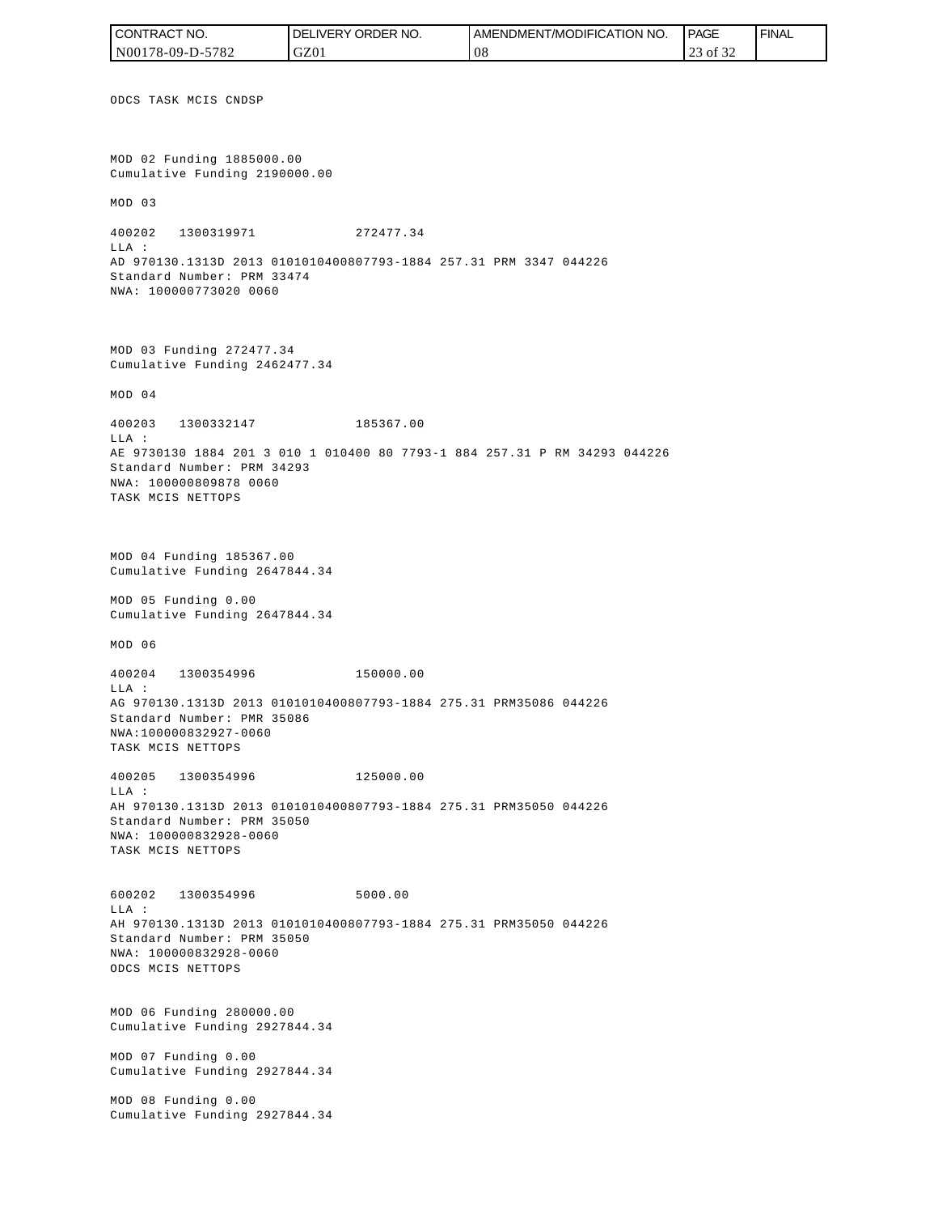ODCS TASK MCIS CNDSP

MOD 02 Funding 1885000.00
Cumulative Funding 2190000.00

MOD 03

400202 1300319971 272477.34
LLA :
AD 970130.1313D 2013 0101010400807793-1884 257.31 PRM 3347 044226
Standard Number: PRM 33474
NWA: 100000773020 0060

MOD 03 Funding 272477.34
Cumulative Funding 2462477.34

MOD 04

400203 1300332147 185367.00
LLA :
AE 9730130 1884 201 3 010 1 010400 80 7793-1 884 257.31 P RM 34293 044226
Standard Number: PRM 34293
NWA: 100000809878 0060
TASK MCIS NETTOPS

MOD 04 Funding 185367.00
Cumulative Funding 2647844.34

MOD 05 Funding 0.00
Cumulative Funding 2647844.34

MOD 06

400204 1300354996 150000.00
LLA :
AG 970130.1313D 2013 0101010400807793-1884 275.31 PRM35086 044226
Standard Number: PMR 35086
NWA:100000832927-0060
TASK MCIS NETTOPS

400205 1300354996 125000.00
LLA :
AH 970130.1313D 2013 0101010400807793-1884 275.31 PRM35050 044226
Standard Number: PRM 35050
NWA: 100000832928-0060
TASK MCIS NETTOPS

600202 1300354996 5000.00
LLA :
AH 970130.1313D 2013 0101010400807793-1884 275.31 PRM35050 044226
Standard Number: PRM 35050
NWA: 100000832928-0060
ODCS MCIS NETTOPS

MOD 06 Funding 280000.00
Cumulative Funding 2927844.34

MOD 07 Funding 0.00
Cumulative Funding 2927844.34

MOD 08 Funding 0.00
Cumulative Funding 2927844.34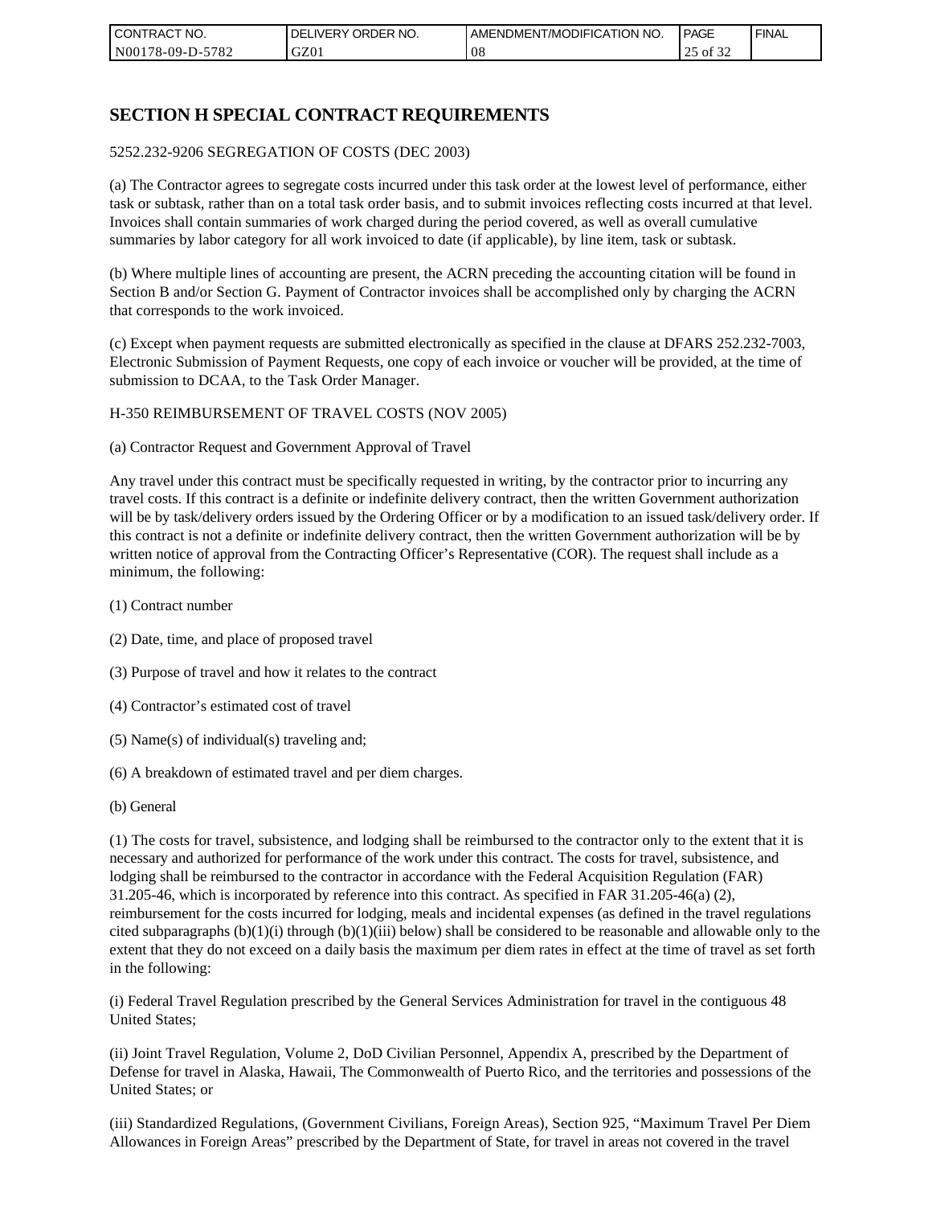# SECTION H SPECIAL CONTRACT REQUIREMENTS

5252.232-9206 SEGREGATION OF COSTS (DEC 2003)

(a) The Contractor agrees to segregate costs incurred under this task order at the lowest level of performance, either task or subtask, rather than on a total task order basis, and to submit invoices reflecting costs incurred at that level. Invoices shall contain summaries of work charged during the period covered, as well as overall cumulative summaries by labor category for all work invoiced to date (if applicable), by line item, task or subtask.

(b) Where multiple lines of accounting are present, the ACRN preceding the accounting citation will be found in Section B and/or Section G. Payment of Contractor invoices shall be accomplished only by charging the ACRN that corresponds to the work invoiced.

(c) Except when payment requests are submitted electronically as specified in the clause at DFARS 252.232-7003, Electronic Submission of Payment Requests, one copy of each invoice or voucher will be provided, at the time of submission to DCAA, to the Task Order Manager.

H-350 REIMBURSEMENT OF TRAVEL COSTS (NOV 2005)

(a) Contractor Request and Government Approval of Travel

Any travel under this contract must be specifically requested in writing, by the contractor prior to incurring any travel costs. If this contract is a definite or indefinite delivery contract, then the written Government authorization will be by task/delivery orders issued by the Ordering Officer or by a modification to an issued task/delivery order. If this contract is not a definite or indefinite delivery contract, then the written Government authorization will be by written notice of approval from the Contracting Officer's Representative (COR). The request shall include as a minimum, the following:

(1) Contract number

(2) Date, time, and place of proposed travel

(3) Purpose of travel and how it relates to the contract

(4) Contractor's estimated cost of travel

(5) Name(s) of individual(s) traveling and;

(6) A breakdown of estimated travel and per diem charges.

(b) General

(1) The costs for travel, subsistence, and lodging shall be reimbursed to the contractor only to the extent that it is necessary and authorized for performance of the work under this contract. The costs for travel, subsistence, and lodging shall be reimbursed to the contractor in accordance with the Federal Acquisition Regulation (FAR) 31.205-46, which is incorporated by reference into this contract. As specified in FAR 31.205-46(a) (2), reimbursement for the costs incurred for lodging, meals and incidental expenses (as defined in the travel regulations cited subparagraphs (b)(1)(i) through (b)(1)(iii) below) shall be considered to be reasonable and allowable only to the extent that they do not exceed on a daily basis the maximum per diem rates in effect at the time of travel as set forth in the following:

(i) Federal Travel Regulation prescribed by the General Services Administration for travel in the contiguous 48 United States;

(ii) Joint Travel Regulation, Volume 2, DoD Civilian Personnel, Appendix A, prescribed by the Department of Defense for travel in Alaska, Hawaii, The Commonwealth of Puerto Rico, and the territories and possessions of the United States; or

(iii) Standardized Regulations, (Government Civilians, Foreign Areas), Section 925, "Maximum Travel Per Diem Allowances in Foreign Areas" prescribed by the Department of State, for travel in areas not covered in the travel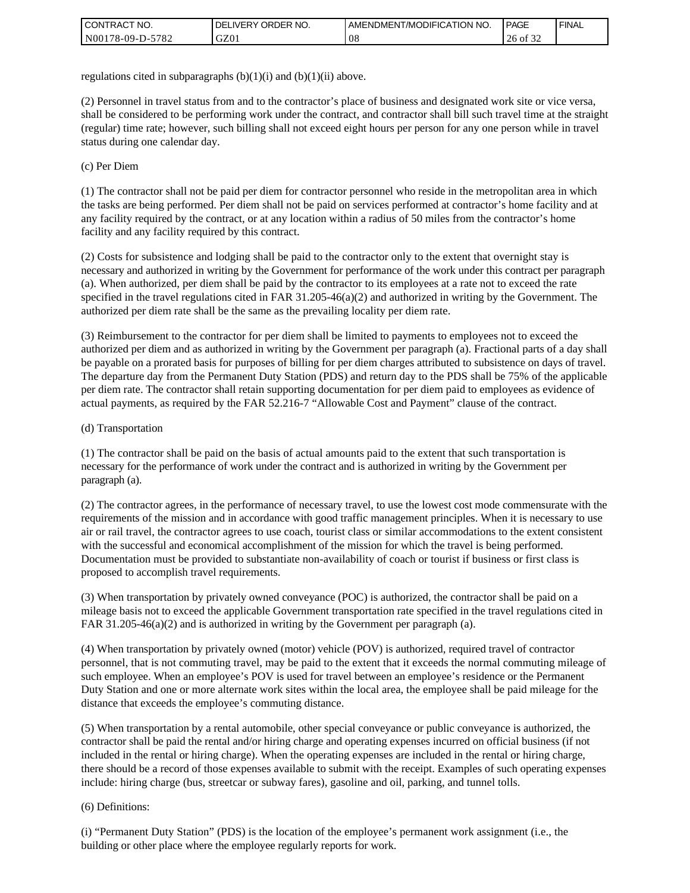regulations cited in subparagraphs (b)(1)(i) and (b)(1)(ii) above.

(2) Personnel in travel status from and to the contractor's place of business and designated work site or vice versa, shall be considered to be performing work under the contract, and contractor shall bill such travel time at the straight (regular) time rate; however, such billing shall not exceed eight hours per person for any one person while in travel status during one calendar day.

(c) Per Diem

(1) The contractor shall not be paid per diem for contractor personnel who reside in the metropolitan area in which the tasks are being performed. Per diem shall not be paid on services performed at contractor's home facility and at any facility required by the contract, or at any location within a radius of 50 miles from the contractor's home facility and any facility required by this contract.

(2) Costs for subsistence and lodging shall be paid to the contractor only to the extent that overnight stay is necessary and authorized in writing by the Government for performance of the work under this contract per paragraph (a). When authorized, per diem shall be paid by the contractor to its employees at a rate not to exceed the rate specified in the travel regulations cited in FAR 31.205-46(a)(2) and authorized in writing by the Government. The authorized per diem rate shall be the same as the prevailing locality per diem rate.

(3) Reimbursement to the contractor for per diem shall be limited to payments to employees not to exceed the authorized per diem and as authorized in writing by the Government per paragraph (a). Fractional parts of a day shall be payable on a prorated basis for purposes of billing for per diem charges attributed to subsistence on days of travel. The departure day from the Permanent Duty Station (PDS) and return day to the PDS shall be 75% of the applicable per diem rate. The contractor shall retain supporting documentation for per diem paid to employees as evidence of actual payments, as required by the FAR 52.216-7 "Allowable Cost and Payment" clause of the contract.

(d) Transportation

(1) The contractor shall be paid on the basis of actual amounts paid to the extent that such transportation is necessary for the performance of work under the contract and is authorized in writing by the Government per paragraph (a).

(2) The contractor agrees, in the performance of necessary travel, to use the lowest cost mode commensurate with the requirements of the mission and in accordance with good traffic management principles. When it is necessary to use air or rail travel, the contractor agrees to use coach, tourist class or similar accommodations to the extent consistent with the successful and economical accomplishment of the mission for which the travel is being performed. Documentation must be provided to substantiate non-availability of coach or tourist if business or first class is proposed to accomplish travel requirements.

(3) When transportation by privately owned conveyance (POC) is authorized, the contractor shall be paid on a mileage basis not to exceed the applicable Government transportation rate specified in the travel regulations cited in FAR 31.205-46(a)(2) and is authorized in writing by the Government per paragraph (a).

(4) When transportation by privately owned (motor) vehicle (POV) is authorized, required travel of contractor personnel, that is not commuting travel, may be paid to the extent that it exceeds the normal commuting mileage of such employee. When an employee's POV is used for travel between an employee's residence or the Permanent Duty Station and one or more alternate work sites within the local area, the employee shall be paid mileage for the distance that exceeds the employee's commuting distance.

(5) When transportation by a rental automobile, other special conveyance or public conveyance is authorized, the contractor shall be paid the rental and/or hiring charge and operating expenses incurred on official business (if not included in the rental or hiring charge). When the operating expenses are included in the rental or hiring charge, there should be a record of those expenses available to submit with the receipt. Examples of such operating expenses include: hiring charge (bus, streetcar or subway fares), gasoline and oil, parking, and tunnel tolls.

(6) Definitions:

(i) "Permanent Duty Station" (PDS) is the location of the employee's permanent work assignment (i.e., the building or other place where the employee regularly reports for work.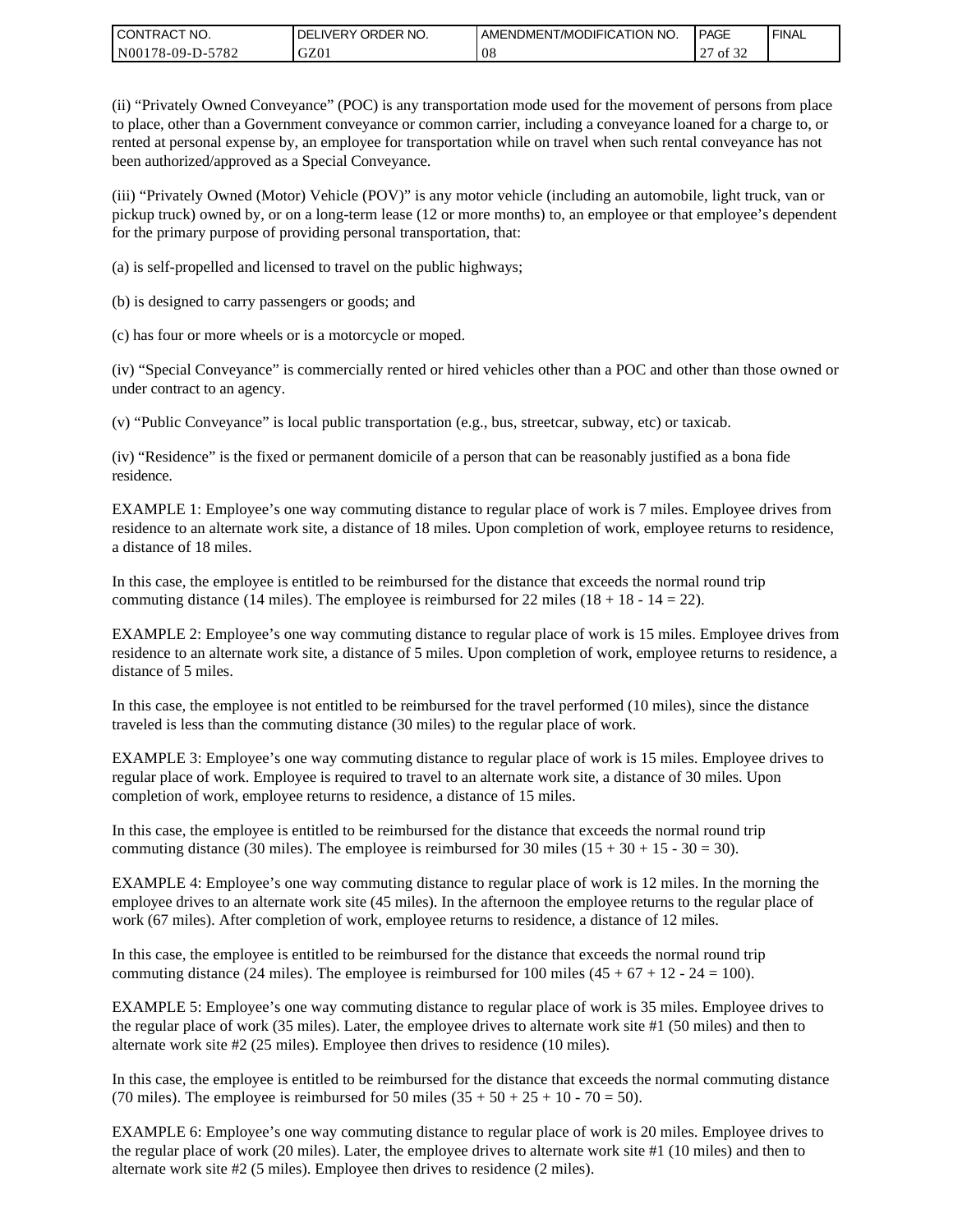(ii) “Privately Owned Conveyance” (POC) is any transportation mode used for the movement of persons from place to place, other than a Government conveyance or common carrier, including a conveyance loaned for a charge to, or rented at personal expense by, an employee for transportation while on travel when such rental conveyance has not been authorized/approved as a Special Conveyance.

(iii) “Privately Owned (Motor) Vehicle (POV)” is any motor vehicle (including an automobile, light truck, van or pickup truck) owned by, or on a long-term lease (12 or more months) to, an employee or that employee’s dependent for the primary purpose of providing personal transportation, that:

(a) is self-propelled and licensed to travel on the public highways;

(b) is designed to carry passengers or goods; and

(c) has four or more wheels or is a motorcycle or moped.

(iv) “Special Conveyance” is commercially rented or hired vehicles other than a POC and other than those owned or under contract to an agency.

(v) “Public Conveyance” is local public transportation (e.g., bus, streetcar, subway, etc) or taxicab.

(iv) “Residence” is the fixed or permanent domicile of a person that can be reasonably justified as a bona fide residence.

EXAMPLE 1: Employee’s one way commuting distance to regular place of work is 7 miles. Employee drives from residence to an alternate work site, a distance of 18 miles. Upon completion of work, employee returns to residence, a distance of 18 miles.

In this case, the employee is entitled to be reimbursed for the distance that exceeds the normal round trip commuting distance (14 miles). The employee is reimbursed for 22 miles (18 + 18 - 14 = 22).

EXAMPLE 2: Employee’s one way commuting distance to regular place of work is 15 miles. Employee drives from residence to an alternate work site, a distance of 5 miles. Upon completion of work, employee returns to residence, a distance of 5 miles.

In this case, the employee is not entitled to be reimbursed for the travel performed (10 miles), since the distance traveled is less than the commuting distance (30 miles) to the regular place of work.

EXAMPLE 3: Employee’s one way commuting distance to regular place of work is 15 miles. Employee drives to regular place of work. Employee is required to travel to an alternate work site, a distance of 30 miles. Upon completion of work, employee returns to residence, a distance of 15 miles.

In this case, the employee is entitled to be reimbursed for the distance that exceeds the normal round trip commuting distance (30 miles). The employee is reimbursed for 30 miles (15 + 30 + 15 - 30 = 30).

EXAMPLE 4: Employee’s one way commuting distance to regular place of work is 12 miles. In the morning the employee drives to an alternate work site (45 miles). In the afternoon the employee returns to the regular place of work (67 miles). After completion of work, employee returns to residence, a distance of 12 miles.

In this case, the employee is entitled to be reimbursed for the distance that exceeds the normal round trip commuting distance (24 miles). The employee is reimbursed for 100 miles (45 + 67 + 12 - 24 = 100).

EXAMPLE 5: Employee’s one way commuting distance to regular place of work is 35 miles. Employee drives to the regular place of work (35 miles). Later, the employee drives to alternate work site #1 (50 miles) and then to alternate work site #2 (25 miles). Employee then drives to residence (10 miles).

In this case, the employee is entitled to be reimbursed for the distance that exceeds the normal commuting distance (70 miles). The employee is reimbursed for 50 miles (35 + 50 + 25 + 10 - 70 = 50).

EXAMPLE 6: Employee’s one way commuting distance to regular place of work is 20 miles. Employee drives to the regular place of work (20 miles). Later, the employee drives to alternate work site #1 (10 miles) and then to alternate work site #2 (5 miles). Employee then drives to residence (2 miles).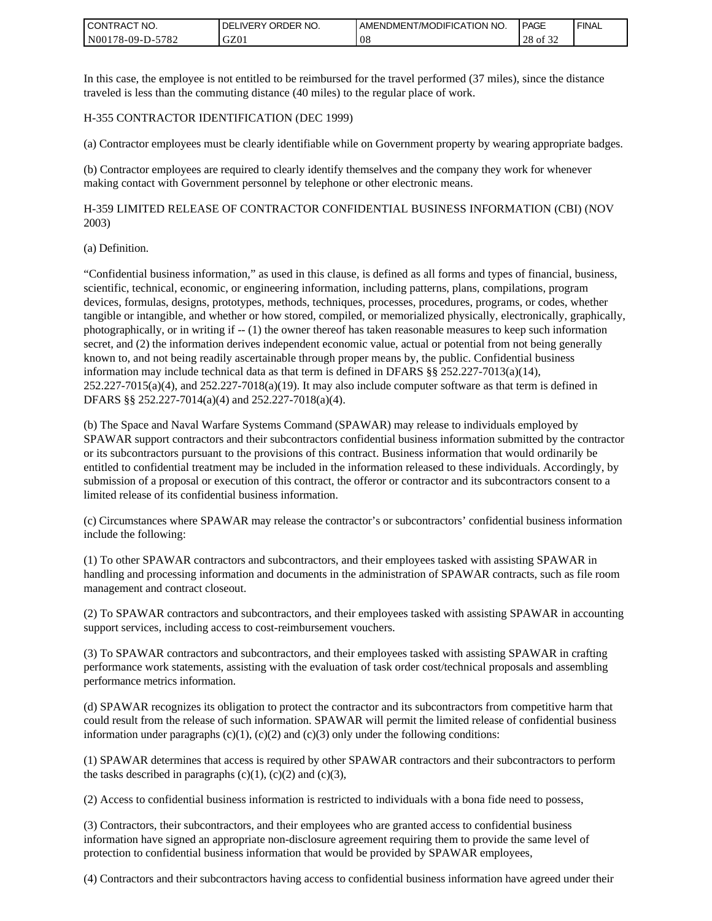In this case, the employee is not entitled to be reimbursed for the travel performed (37 miles), since the distance traveled is less than the commuting distance (40 miles) to the regular place of work.

H-355 CONTRACTOR IDENTIFICATION (DEC 1999)

(a) Contractor employees must be clearly identifiable while on Government property by wearing appropriate badges.

(b) Contractor employees are required to clearly identify themselves and the company they work for whenever making contact with Government personnel by telephone or other electronic means.

H-359 LIMITED RELEASE OF CONTRACTOR CONFIDENTIAL BUSINESS INFORMATION (CBI) (NOV 2003)

(a) Definition.

"Confidential business information," as used in this clause, is defined as all forms and types of financial, business, scientific, technical, economic, or engineering information, including patterns, plans, compilations, program devices, formulas, designs, prototypes, methods, techniques, processes, procedures, programs, or codes, whether tangible or intangible, and whether or how stored, compiled, or memorialized physically, electronically, graphically, photographically, or in writing if -- (1) the owner thereof has taken reasonable measures to keep such information secret, and (2) the information derives independent economic value, actual or potential from not being generally known to, and not being readily ascertainable through proper means by, the public. Confidential business information may include technical data as that term is defined in DFARS §§ 252.227-7013(a)(14), 252.227-7015(a)(4), and 252.227-7018(a)(19). It may also include computer software as that term is defined in DFARS §§ 252.227-7014(a)(4) and 252.227-7018(a)(4).

(b) The Space and Naval Warfare Systems Command (SPAWAR) may release to individuals employed by SPAWAR support contractors and their subcontractors confidential business information submitted by the contractor or its subcontractors pursuant to the provisions of this contract. Business information that would ordinarily be entitled to confidential treatment may be included in the information released to these individuals. Accordingly, by submission of a proposal or execution of this contract, the offeror or contractor and its subcontractors consent to a limited release of its confidential business information.

(c) Circumstances where SPAWAR may release the contractor's or subcontractors' confidential business information include the following:

(1) To other SPAWAR contractors and subcontractors, and their employees tasked with assisting SPAWAR in handling and processing information and documents in the administration of SPAWAR contracts, such as file room management and contract closeout.

(2) To SPAWAR contractors and subcontractors, and their employees tasked with assisting SPAWAR in accounting support services, including access to cost-reimbursement vouchers.

(3) To SPAWAR contractors and subcontractors, and their employees tasked with assisting SPAWAR in crafting performance work statements, assisting with the evaluation of task order cost/technical proposals and assembling performance metrics information.

(d) SPAWAR recognizes its obligation to protect the contractor and its subcontractors from competitive harm that could result from the release of such information. SPAWAR will permit the limited release of confidential business information under paragraphs (c)(1), (c)(2) and (c)(3) only under the following conditions:

(1) SPAWAR determines that access is required by other SPAWAR contractors and their subcontractors to perform the tasks described in paragraphs (c)(1), (c)(2) and (c)(3),

(2) Access to confidential business information is restricted to individuals with a bona fide need to possess,

(3) Contractors, their subcontractors, and their employees who are granted access to confidential business information have signed an appropriate non-disclosure agreement requiring them to provide the same level of protection to confidential business information that would be provided by SPAWAR employees,

(4) Contractors and their subcontractors having access to confidential business information have agreed under their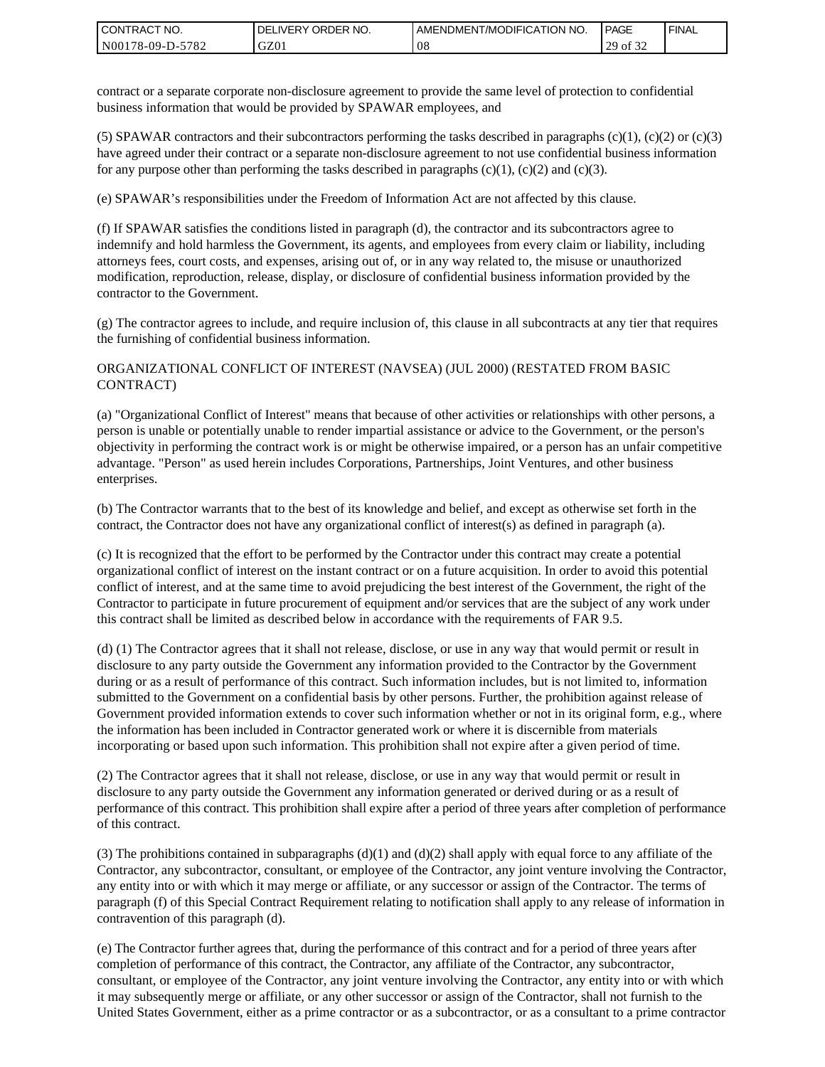contract or a separate corporate non-disclosure agreement to provide the same level of protection to confidential business information that would be provided by SPAWAR employees, and

(5) SPAWAR contractors and their subcontractors performing the tasks described in paragraphs (c)(1), (c)(2) or (c)(3) have agreed under their contract or a separate non-disclosure agreement to not use confidential business information for any purpose other than performing the tasks described in paragraphs (c)(1), (c)(2) and (c)(3).

(e) SPAWAR's responsibilities under the Freedom of Information Act are not affected by this clause.

(f) If SPAWAR satisfies the conditions listed in paragraph (d), the contractor and its subcontractors agree to indemnify and hold harmless the Government, its agents, and employees from every claim or liability, including attorneys fees, court costs, and expenses, arising out of, or in any way related to, the misuse or unauthorized modification, reproduction, release, display, or disclosure of confidential business information provided by the contractor to the Government.

(g) The contractor agrees to include, and require inclusion of, this clause in all subcontracts at any tier that requires the furnishing of confidential business information.

ORGANIZATIONAL CONFLICT OF INTEREST (NAVSEA) (JUL 2000) (RESTATED FROM BASIC CONTRACT)

(a) "Organizational Conflict of Interest" means that because of other activities or relationships with other persons, a person is unable or potentially unable to render impartial assistance or advice to the Government, or the person's objectivity in performing the contract work is or might be otherwise impaired, or a person has an unfair competitive advantage. "Person" as used herein includes Corporations, Partnerships, Joint Ventures, and other business enterprises.

(b) The Contractor warrants that to the best of its knowledge and belief, and except as otherwise set forth in the contract, the Contractor does not have any organizational conflict of interest(s) as defined in paragraph (a).

(c) It is recognized that the effort to be performed by the Contractor under this contract may create a potential organizational conflict of interest on the instant contract or on a future acquisition. In order to avoid this potential conflict of interest, and at the same time to avoid prejudicing the best interest of the Government, the right of the Contractor to participate in future procurement of equipment and/or services that are the subject of any work under this contract shall be limited as described below in accordance with the requirements of FAR 9.5.

(d) (1) The Contractor agrees that it shall not release, disclose, or use in any way that would permit or result in disclosure to any party outside the Government any information provided to the Contractor by the Government during or as a result of performance of this contract. Such information includes, but is not limited to, information submitted to the Government on a confidential basis by other persons. Further, the prohibition against release of Government provided information extends to cover such information whether or not in its original form, e.g., where the information has been included in Contractor generated work or where it is discernible from materials incorporating or based upon such information. This prohibition shall not expire after a given period of time.

(2) The Contractor agrees that it shall not release, disclose, or use in any way that would permit or result in disclosure to any party outside the Government any information generated or derived during or as a result of performance of this contract. This prohibition shall expire after a period of three years after completion of performance of this contract.

(3) The prohibitions contained in subparagraphs (d)(1) and (d)(2) shall apply with equal force to any affiliate of the Contractor, any subcontractor, consultant, or employee of the Contractor, any joint venture involving the Contractor, any entity into or with which it may merge or affiliate, or any successor or assign of the Contractor. The terms of paragraph (f) of this Special Contract Requirement relating to notification shall apply to any release of information in contravention of this paragraph (d).

(e) The Contractor further agrees that, during the performance of this contract and for a period of three years after completion of performance of this contract, the Contractor, any affiliate of the Contractor, any subcontractor, consultant, or employee of the Contractor, any joint venture involving the Contractor, any entity into or with which it may subsequently merge or affiliate, or any other successor or assign of the Contractor, shall not furnish to the United States Government, either as a prime contractor or as a subcontractor, or as a consultant to a prime contractor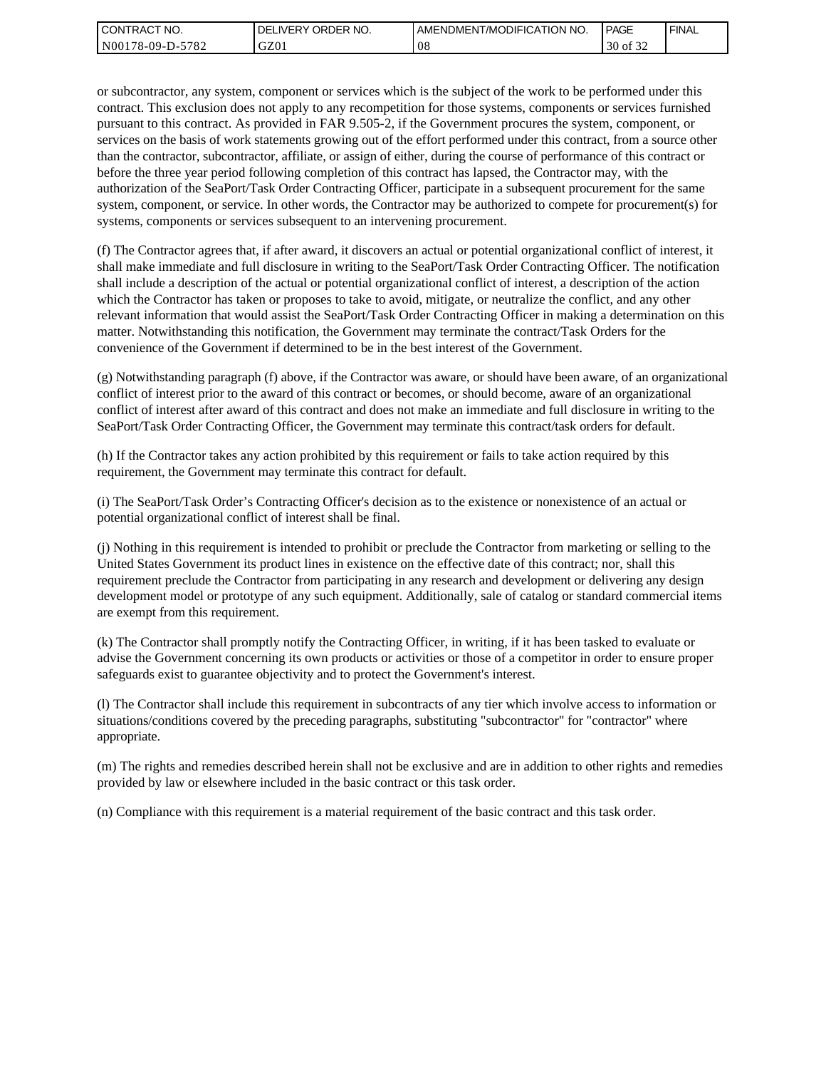or subcontractor, any system, component or services which is the subject of the work to be performed under this contract. This exclusion does not apply to any recompetition for those systems, components or services furnished pursuant to this contract. As provided in FAR 9.505-2, if the Government procures the system, component, or services on the basis of work statements growing out of the effort performed under this contract, from a source other than the contractor, subcontractor, affiliate, or assign of either, during the course of performance of this contract or before the three year period following completion of this contract has lapsed, the Contractor may, with the authorization of the SeaPort/Task Order Contracting Officer, participate in a subsequent procurement for the same system, component, or service. In other words, the Contractor may be authorized to compete for procurement(s) for systems, components or services subsequent to an intervening procurement.

(f) The Contractor agrees that, if after award, it discovers an actual or potential organizational conflict of interest, it shall make immediate and full disclosure in writing to the SeaPort/Task Order Contracting Officer. The notification shall include a description of the actual or potential organizational conflict of interest, a description of the action which the Contractor has taken or proposes to take to avoid, mitigate, or neutralize the conflict, and any other relevant information that would assist the SeaPort/Task Order Contracting Officer in making a determination on this matter. Notwithstanding this notification, the Government may terminate the contract/Task Orders for the convenience of the Government if determined to be in the best interest of the Government.

(g) Notwithstanding paragraph (f) above, if the Contractor was aware, or should have been aware, of an organizational conflict of interest prior to the award of this contract or becomes, or should become, aware of an organizational conflict of interest after award of this contract and does not make an immediate and full disclosure in writing to the SeaPort/Task Order Contracting Officer, the Government may terminate this contract/task orders for default.

(h) If the Contractor takes any action prohibited by this requirement or fails to take action required by this requirement, the Government may terminate this contract for default.

(i) The SeaPort/Task Order's Contracting Officer's decision as to the existence or nonexistence of an actual or potential organizational conflict of interest shall be final.

(j) Nothing in this requirement is intended to prohibit or preclude the Contractor from marketing or selling to the United States Government its product lines in existence on the effective date of this contract; nor, shall this requirement preclude the Contractor from participating in any research and development or delivering any design development model or prototype of any such equipment. Additionally, sale of catalog or standard commercial items are exempt from this requirement.

(k) The Contractor shall promptly notify the Contracting Officer, in writing, if it has been tasked to evaluate or advise the Government concerning its own products or activities or those of a competitor in order to ensure proper safeguards exist to guarantee objectivity and to protect the Government's interest.

(l) The Contractor shall include this requirement in subcontracts of any tier which involve access to information or situations/conditions covered by the preceding paragraphs, substituting "subcontractor" for "contractor" where appropriate.

(m) The rights and remedies described herein shall not be exclusive and are in addition to other rights and remedies provided by law or elsewhere included in the basic contract or this task order.

(n) Compliance with this requirement is a material requirement of the basic contract and this task order.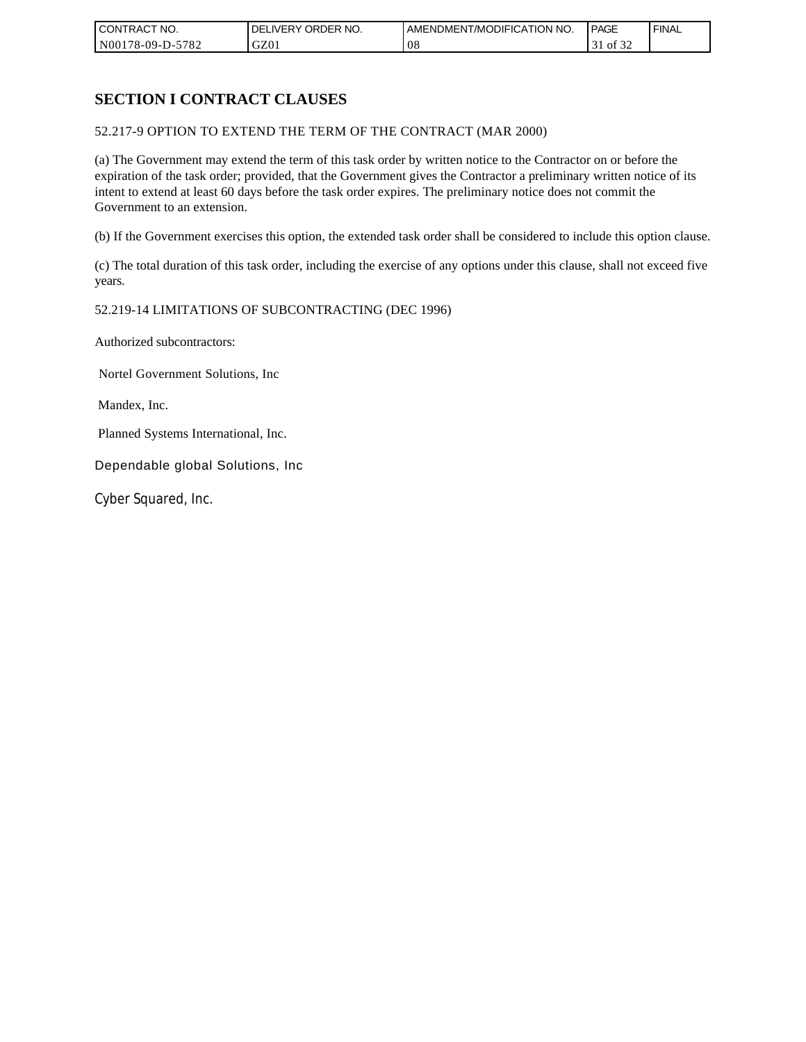# SECTION I CONTRACT CLAUSES

52.217-9 OPTION TO EXTEND THE TERM OF THE CONTRACT (MAR 2000)

(a) The Government may extend the term of this task order by written notice to the Contractor on or before the expiration of the task order; provided, that the Government gives the Contractor a preliminary written notice of its intent to extend at least 60 days before the task order expires. The preliminary notice does not commit the Government to an extension.

(b) If the Government exercises this option, the extended task order shall be considered to include this option clause.

(c) The total duration of this task order, including the exercise of any options under this clause, shall not exceed five years.

52.219-14 LIMITATIONS OF SUBCONTRACTING (DEC 1996)

Authorized subcontractors:

Nortel Government Solutions, Inc

Mandex, Inc.

Planned Systems International, Inc.

Dependable global Solutions, Inc

Cyber Squared, Inc.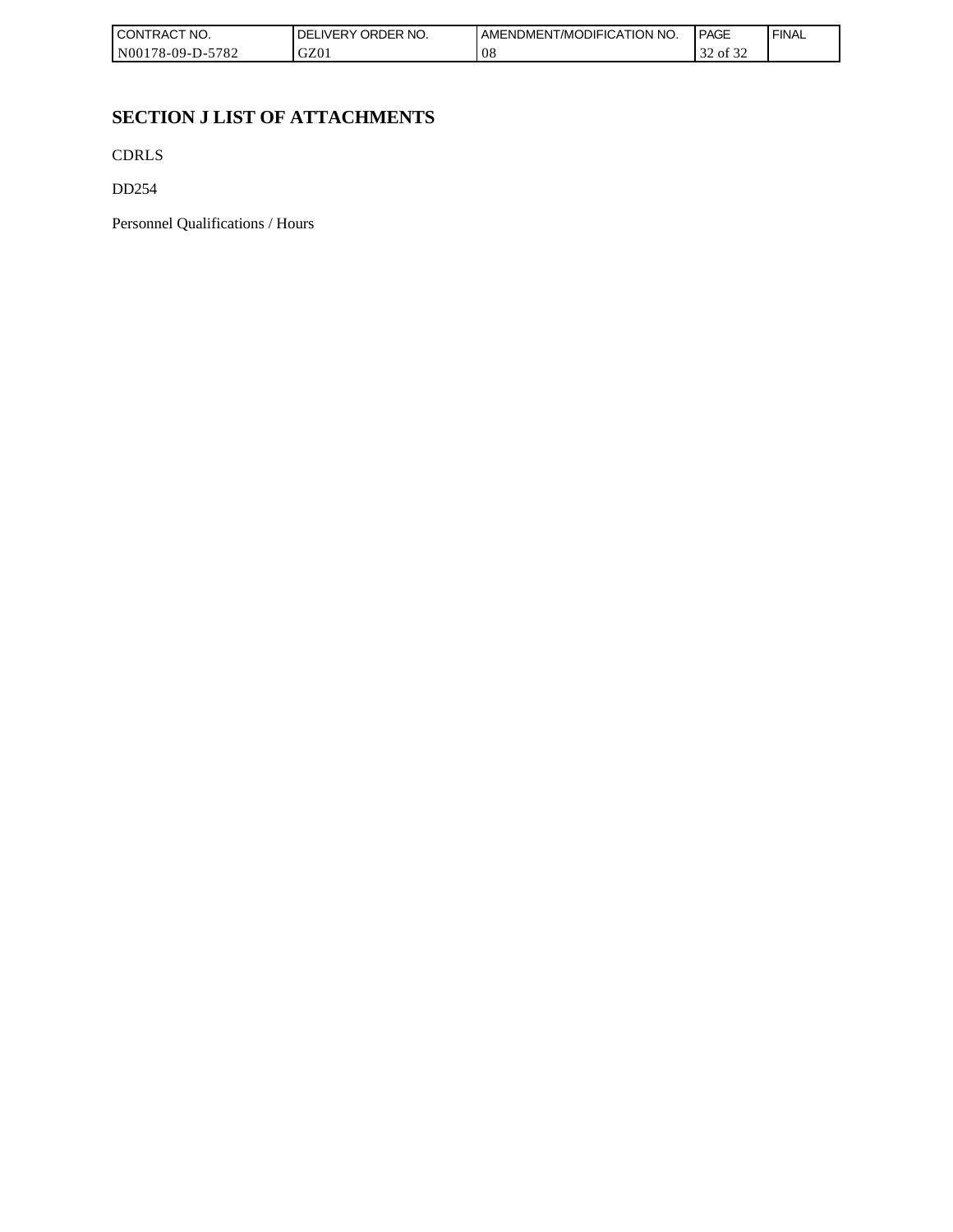## SECTION J LIST OF ATTACHMENTS

CDRLS

DD254

Personnel Qualifications / Hours